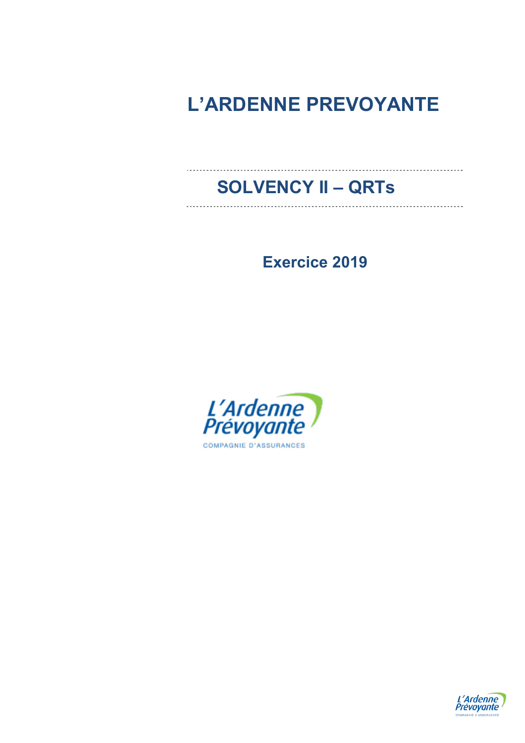# L'ARDENNE PREVOYANTE

## SOLVENCY II – QRTs

**Exercice 2019**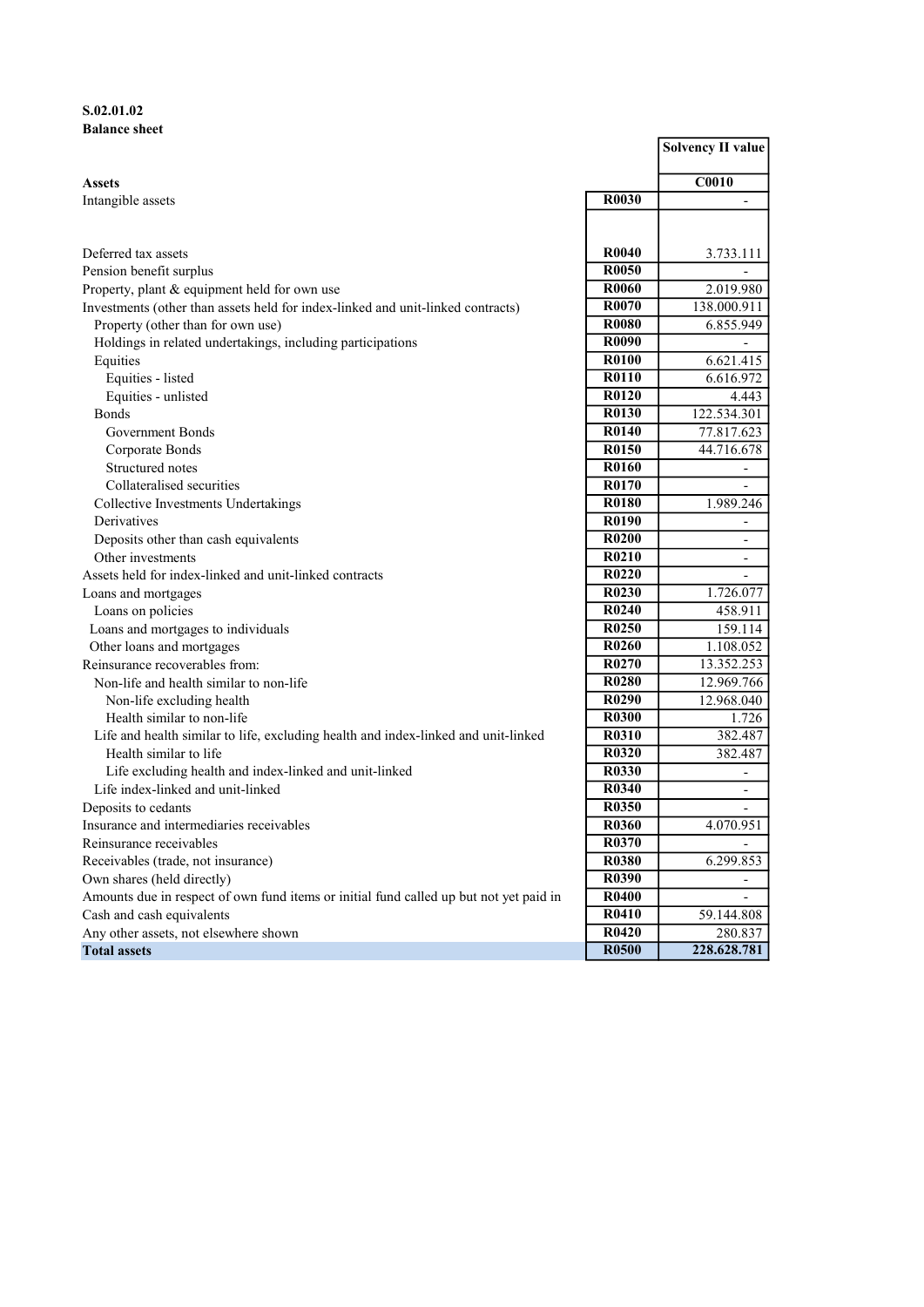**S.02.01.02**
**Balance sheet**

| | | Solvency II value |
|---|---|---|
| **Assets** | | **C0010** |
| Intangible assets | **R0030** | - |
| Deferred tax assets | **R0040** | 3.733.111 |
| Pension benefit surplus | **R0050** | - |
| Property, plant & equipment held for own use | **R0060** | 2.019.980 |
| Investments (other than assets held for index-linked and unit-linked contracts) | **R0070** | 138.000.911 |
| Property (other than for own use) | **R0080** | 6.855.949 |
| Holdings in related undertakings, including participations | **R0090** | - |
| Equities | **R0100** | 6.621.415 |
| Equities - listed | **R0110** | 6.616.972 |
| Equities - unlisted | **R0120** | 4.443 |
| Bonds | **R0130** | 122.534.301 |
| Government Bonds | **R0140** | 77.817.623 |
| Corporate Bonds | **R0150** | 44.716.678 |
| Structured notes | **R0160** | - |
| Collateralised securities | **R0170** | - |
| Collective Investments Undertakings | **R0180** | 1.989.246 |
| Derivatives | **R0190** | - |
| Deposits other than cash equivalents | **R0200** | - |
| Other investments | **R0210** | - |
| Assets held for index-linked and unit-linked contracts | **R0220** | - |
| Loans and mortgages | **R0230** | 1.726.077 |
| Loans on policies | **R0240** | 458.911 |
| Loans and mortgages to individuals | **R0250** | 159.114 |
| Other loans and mortgages | **R0260** | 1.108.052 |
| Reinsurance recoverables from: | **R0270** | 13.352.253 |
| Non-life and health similar to non-life | **R0280** | 12.969.766 |
| Non-life excluding health | **R0290** | 12.968.040 |
| Health similar to non-life | **R0300** | 1.726 |
| Life and health similar to life, excluding health and index-linked and unit-linked | **R0310** | 382.487 |
| Health similar to life | **R0320** | 382.487 |
| Life excluding health and index-linked and unit-linked | **R0330** | - |
| Life index-linked and unit-linked | **R0340** | - |
| Deposits to cedants | **R0350** | - |
| Insurance and intermediaries receivables | **R0360** | 4.070.951 |
| Reinsurance receivables | **R0370** | - |
| Receivables (trade, not insurance) | **R0380** | 6.299.853 |
| Own shares (held directly) | **R0390** | - |
| Amounts due in respect of own fund items or initial fund called up but not yet paid in | **R0400** | - |
| Cash and cash equivalents | **R0410** | 59.144.808 |
| Any other assets, not elsewhere shown | **R0420** | 280.837 |
| **Total assets** | **R0500** | **228.628.781** |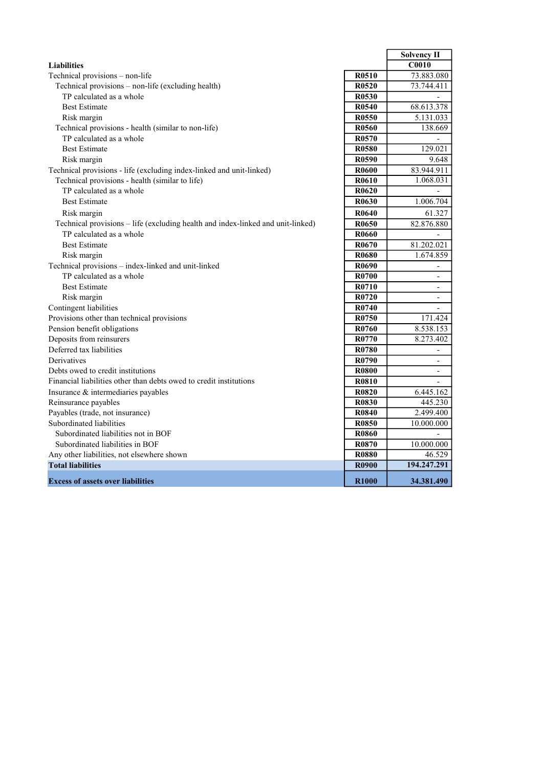| Liabilities | | Solvency II C0010 |
|---|---|---|
| Technical provisions – non-life | R0510 | 73.883.080 |
| Technical provisions – non-life (excluding health) | R0520 | 73.744.411 |
| TP calculated as a whole | R0530 | - |
| Best Estimate | R0540 | 68.613.378 |
| Risk margin | R0550 | 5.131.033 |
| Technical provisions - health (similar to non-life) | R0560 | 138.669 |
| TP calculated as a whole | R0570 | - |
| Best Estimate | R0580 | 129.021 |
| Risk margin | R0590 | 9.648 |
| Technical provisions - life (excluding index-linked and unit-linked) | R0600 | 83.944.911 |
| Technical provisions - health (similar to life) | R0610 | 1.068.031 |
| TP calculated as a whole | R0620 | - |
| Best Estimate | R0630 | 1.006.704 |
| Risk margin | R0640 | 61.327 |
| Technical provisions – life (excluding health and index-linked and unit-linked) | R0650 | 82.876.880 |
| TP calculated as a whole | R0660 | - |
| Best Estimate | R0670 | 81.202.021 |
| Risk margin | R0680 | 1.674.859 |
| Technical provisions – index-linked and unit-linked | R0690 | - |
| TP calculated as a whole | R0700 | - |
| Best Estimate | R0710 | - |
| Risk margin | R0720 | - |
| Contingent liabilities | R0740 | - |
| Provisions other than technical provisions | R0750 | 171.424 |
| Pension benefit obligations | R0760 | 8.538.153 |
| Deposits from reinsurers | R0770 | 8.273.402 |
| Deferred tax liabilities | R0780 | - |
| Derivatives | R0790 | - |
| Debts owed to credit institutions | R0800 | - |
| Financial liabilities other than debts owed to credit institutions | R0810 | - |
| Insurance & intermediaries payables | R0820 | 6.445.162 |
| Reinsurance payables | R0830 | 445.230 |
| Payables (trade, not insurance) | R0840 | 2.499.400 |
| Subordinated liabilities | R0850 | 10.000.000 |
| Subordinated liabilities not in BOF | R0860 | - |
| Subordinated liabilities in BOF | R0870 | 10.000.000 |
| Any other liabilities, not elsewhere shown | R0880 | 46.529 |
| **Total liabilities** | **R0900** | **194.247.291** |
| **Excess of assets over liabilities** | **R1000** | **34.381.490** |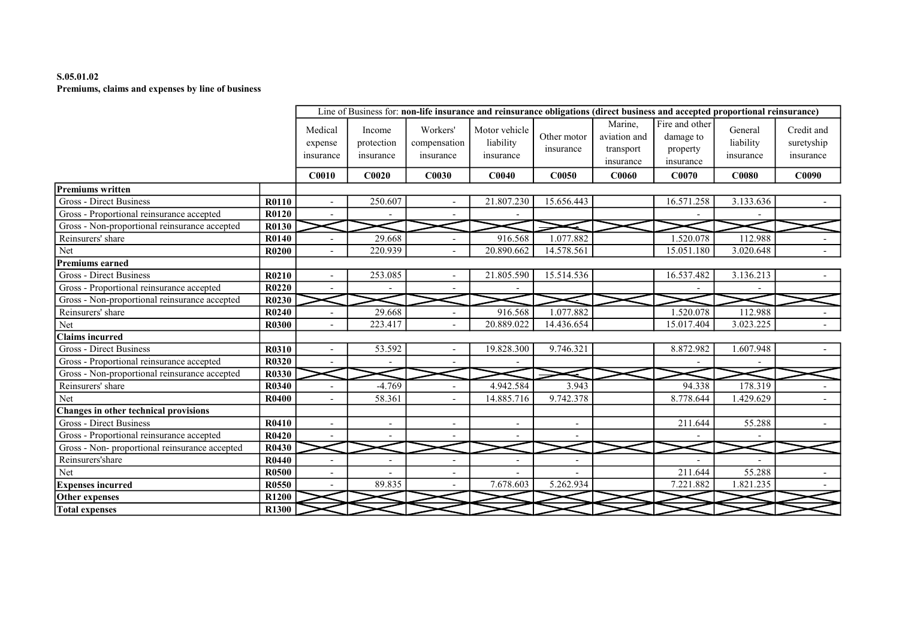**S.05.01.02**
**Premiums, claims and expenses by line of business**

| | | Line of Business for: **non-life insurance and reinsurance obligations (direct business and accepted proportional reinsurance)** | | | | | | | | |
|---|---|---|---|---|---|---|---|---|---|---|
| | | Medical expense insurance | Income protection insurance | Workers' compensation insurance | Motor vehicle liability insurance | Other motor insurance | Marine, aviation and transport insurance | Fire and other damage to property insurance | General liability insurance | Credit and suretyship insurance |
| | | **C0010** | **C0020** | **C0030** | **C0040** | **C0050** | **C0060** | **C0070** | **C0080** | **C0090** |
| **Premiums written** | | | | | | | | | | |
| Gross - Direct Business | **R0110** | - | 250.607 | - | 21.807.230 | 15.656.443 | | 16.571.258 | 3.133.636 | - |
| Gross - Proportional reinsurance accepted | **R0120** | - | - | - | - | | | - | - | |
| Gross - Non-proportional reinsurance accepted | **R0130** | | | | | - | | | | |
| Reinsurers' share | **R0140** | - | 29.668 | - | 916.568 | 1.077.882 | | 1.520.078 | 112.988 | - |
| Net | **R0200** | - | 220.939 | - | 20.890.662 | 14.578.561 | | 15.051.180 | 3.020.648 | - |
| **Premiums earned** | | | | | | | | | | |
| Gross - Direct Business | **R0210** | - | 253.085 | - | 21.805.590 | 15.514.536 | | 16.537.482 | 3.136.213 | - |
| Gross - Proportional reinsurance accepted | **R0220** | - | - | - | - | | | - | - | |
| Gross - Non-proportional reinsurance accepted | **R0230** | | | | | - | | | | |
| Reinsurers' share | **R0240** | - | 29.668 | - | 916.568 | 1.077.882 | | 1.520.078 | 112.988 | - |
| Net | **R0300** | - | 223.417 | - | 20.889.022 | 14.436.654 | | 15.017.404 | 3.023.225 | - |
| **Claims incurred** | | | | | | | | | | |
| Gross - Direct Business | **R0310** | - | 53.592 | - | 19.828.300 | 9.746.321 | | 8.872.982 | 1.607.948 | - |
| Gross - Proportional reinsurance accepted | **R0320** | - | - | - | - | | | - | - | |
| Gross - Non-proportional reinsurance accepted | **R0330** | | | | | - | | | | |
| Reinsurers' share | **R0340** | - | -4.769 | - | 4.942.584 | 3.943 | | 94.338 | 178.319 | - |
| Net | **R0400** | - | 58.361 | - | 14.885.716 | 9.742.378 | | 8.778.644 | 1.429.629 | - |
| **Changes in other technical provisions** | | | | | | | | | | |
| Gross - Direct Business | **R0410** | - | - | - | - | - | | 211.644 | 55.288 | - |
| Gross - Proportional reinsurance accepted | **R0420** | - | - | - | - | - | | - | - | |
| Gross - Non- proportional reinsurance accepted | **R0430** | | | | | | | | | |
| Reinsurers'share | **R0440** | - | - | - | - | - | | - | - | |
| Net | **R0500** | - | - | - | - | - | | 211.644 | 55.288 | - |
| **Expenses incurred** | **R0550** | - | 89.835 | - | 7.678.603 | 5.262.934 | | 7.221.882 | 1.821.235 | - |
| **Other expenses** | **R1200** | | | | | | | | | |
| **Total expenses** | **R1300** | | | | | | | | | |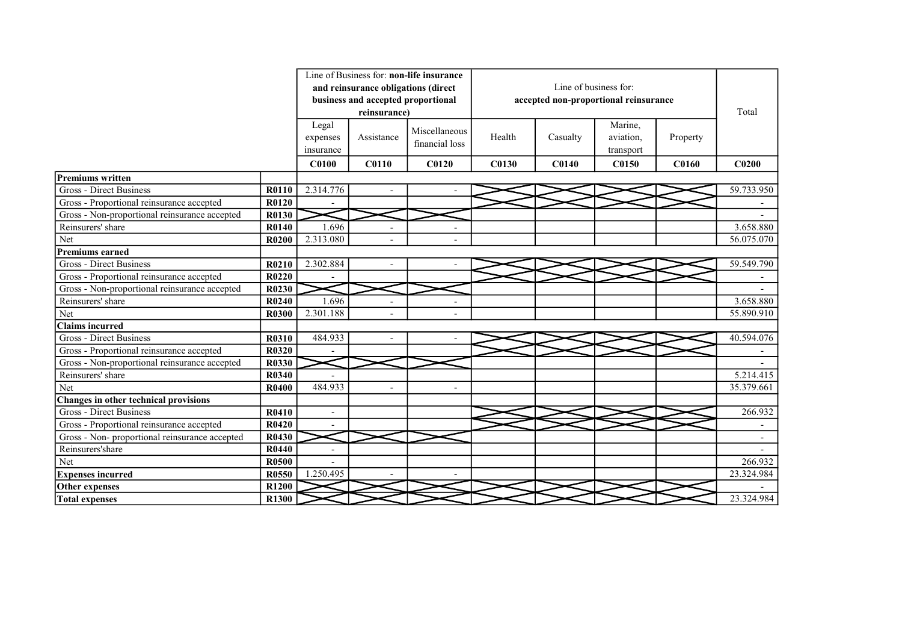| | | Line of Business for: **non-life insurance and reinsurance obligations (direct business and accepted proportional reinsurance)** | | | Line of business for: **accepted non-proportional reinsurance** | | | | Total |
|---|---|---|---|---|---|---|---|---|---|
| | | Legal expenses insurance | Assistance | Miscellaneous financial loss | Health | Casualty | Marine, aviation, transport | Property | |
| | | **C0100** | **C0110** | **C0120** | **C0130** | **C0140** | **C0150** | **C0160** | **C0200** |
| **Premiums written** | | | | | | | | | |
| Gross - Direct Business | **R0110** | 2.314.776 | - | - | | | | | 59.733.950 |
| Gross - Proportional reinsurance accepted | **R0120** | - | | | | | | | - |
| Gross - Non-proportional reinsurance accepted | **R0130** | | | | | | | | - |
| Reinsurers' share | **R0140** | 1.696 | - | - | | | | | 3.658.880 |
| Net | **R0200** | 2.313.080 | - | - | | | | | 56.075.070 |
| **Premiums earned** | | | | | | | | | |
| Gross - Direct Business | **R0210** | 2.302.884 | - | - | | | | | 59.549.790 |
| Gross - Proportional reinsurance accepted | **R0220** | - | | | | | | | - |
| Gross - Non-proportional reinsurance accepted | **R0230** | | | | | | | | - |
| Reinsurers' share | **R0240** | 1.696 | - | - | | | | | 3.658.880 |
| Net | **R0300** | 2.301.188 | - | - | | | | | 55.890.910 |
| **Claims incurred** | | | | | | | | | |
| Gross - Direct Business | **R0310** | 484.933 | - | - | | | | | 40.594.076 |
| Gross - Proportional reinsurance accepted | **R0320** | - | | | | | | | - |
| Gross - Non-proportional reinsurance accepted | **R0330** | | | | | | | | - |
| Reinsurers' share | **R0340** | - | | | | | | | 5.214.415 |
| Net | **R0400** | 484.933 | - | - | | | | | 35.379.661 |
| **Changes in other technical provisions** | | | | | | | | | |
| Gross - Direct Business | **R0410** | - | | | | | | | 266.932 |
| Gross - Proportional reinsurance accepted | **R0420** | - | | | | | | | - |
| Gross - Non- proportional reinsurance accepted | **R0430** | | | | | | | | - |
| Reinsurers'share | **R0440** | - | | | | | | | - |
| Net | **R0500** | - | | | | | | | 266.932 |
| **Expenses incurred** | **R0550** | 1.250.495 | - | - | | | | | 23.324.984 |
| **Other expenses** | **R1200** | | | | | | | | - |
| **Total expenses** | **R1300** | | | | | | | | 23.324.984 |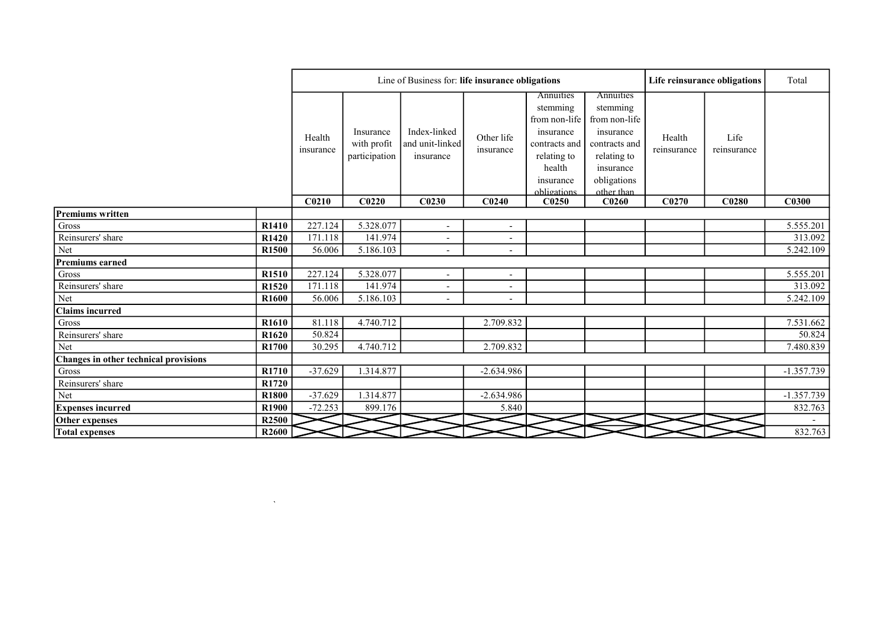| | | Line of Business for: **life insurance obligations** | | | | | | **Life reinsurance obligations** | | Total |
|---|---|---|---|---|---|---|---|---|---|---|
| | | Health insurance | Insurance with profit participation | Index-linked and unit-linked insurance | Other life insurance | Annuities stemming from non-life insurance contracts and relating to health insurance obligations | Annuities stemming from non-life insurance contracts and relating to insurance obligations other than | Health reinsurance | Life reinsurance | |
| | | **C0210** | **C0220** | **C0230** | **C0240** | **C0250** | **C0260** | **C0270** | **C0280** | **C0300** |
| **Premiums written** | | | | | | | | | | |
| Gross | **R1410** | 227.124 | 5.328.077 | - | - | | | | | 5.555.201 |
| Reinsurers' share | **R1420** | 171.118 | 141.974 | - | - | | | | | 313.092 |
| Net | **R1500** | 56.006 | 5.186.103 | - | - | | | | | 5.242.109 |
| **Premiums earned** | | | | | | | | | | |
| Gross | **R1510** | 227.124 | 5.328.077 | - | - | | | | | 5.555.201 |
| Reinsurers' share | **R1520** | 171.118 | 141.974 | - | - | | | | | 313.092 |
| Net | **R1600** | 56.006 | 5.186.103 | - | - | | | | | 5.242.109 |
| **Claims incurred** | | | | | | | | | | |
| Gross | **R1610** | 81.118 | 4.740.712 | | 2.709.832 | | | | | 7.531.662 |
| Reinsurers' share | **R1620** | 50.824 | | | | | | | | 50.824 |
| Net | **R1700** | 30.295 | 4.740.712 | | 2.709.832 | | | | | 7.480.839 |
| **Changes in other technical provisions** | | | | | | | | | | |
| Gross | **R1710** | -37.629 | 1.314.877 | | -2.634.986 | | | | | -1.357.739 |
| Reinsurers' share | **R1720** | | | | | | | | | |
| Net | **R1800** | -37.629 | 1.314.877 | | -2.634.986 | | | | | -1.357.739 |
| **Expenses incurred** | **R1900** | -72.253 | 899.176 | | 5.840 | | | | | 832.763 |
| **Other expenses** | **R2500** | | | | | | | | | - |
| **Total expenses** | **R2600** | | | | | | | | | 832.763 |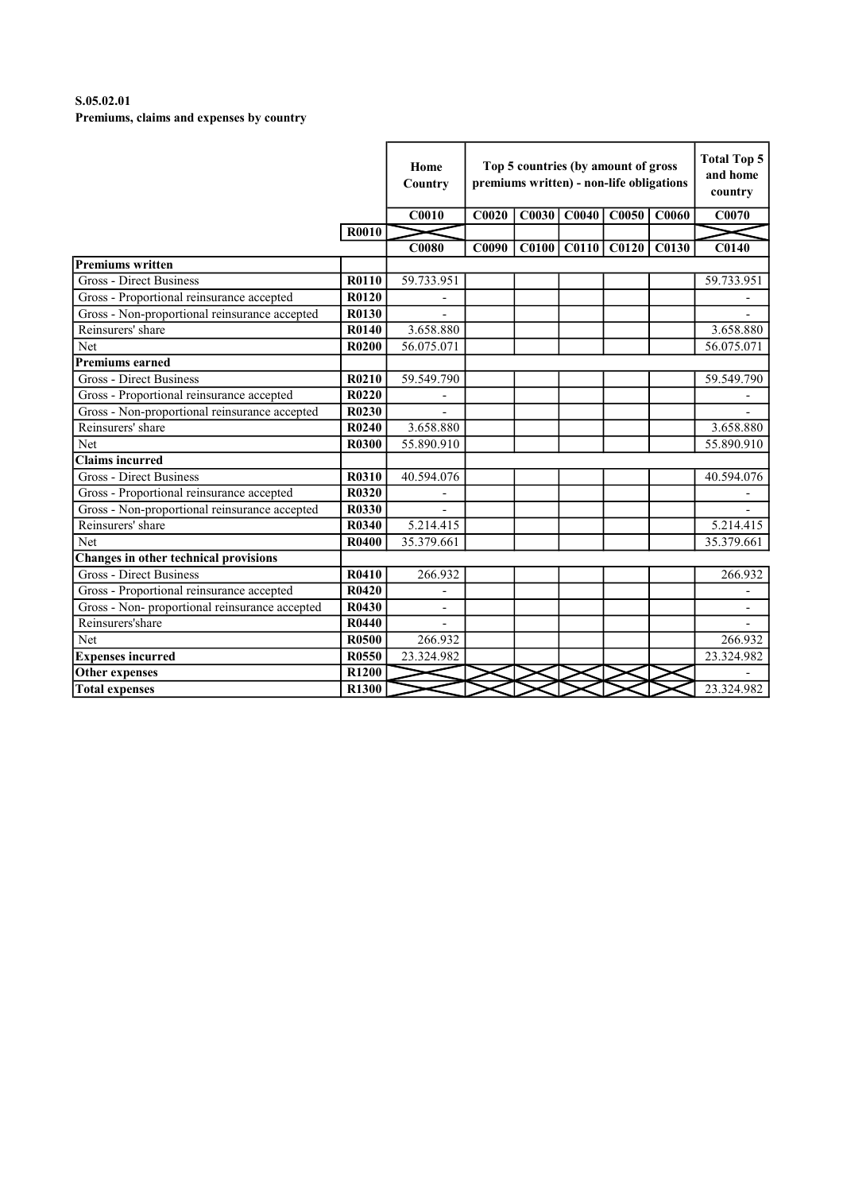**S.05.02.01**
**Premiums, claims and expenses by country**

| | | Home Country | Top 5 countries (by amount of gross premiums written) - non-life obligations | | | | | Total Top 5 and home country |
|---|---|---|---|---|---|---|---|---|
| | | C0010 | C0020 | C0030 | C0040 | C0050 | C0060 | C0070 |
| | R0010 | | | | | | | |
| | | C0080 | C0090 | C0100 | C0110 | C0120 | C0130 | C0140 |
| **Premiums written** | | | | | | | | |
| Gross - Direct Business | R0110 | 59.733.951 | | | | | | 59.733.951 |
| Gross - Proportional reinsurance accepted | R0120 | - | | | | | | - |
| Gross - Non-proportional reinsurance accepted | R0130 | - | | | | | | - |
| Reinsurers' share | R0140 | 3.658.880 | | | | | | 3.658.880 |
| Net | R0200 | 56.075.071 | | | | | | 56.075.071 |
| **Premiums earned** | | | | | | | | |
| Gross - Direct Business | R0210 | 59.549.790 | | | | | | 59.549.790 |
| Gross - Proportional reinsurance accepted | R0220 | - | | | | | | - |
| Gross - Non-proportional reinsurance accepted | R0230 | - | | | | | | - |
| Reinsurers' share | R0240 | 3.658.880 | | | | | | 3.658.880 |
| Net | R0300 | 55.890.910 | | | | | | 55.890.910 |
| **Claims incurred** | | | | | | | | |
| Gross - Direct Business | R0310 | 40.594.076 | | | | | | 40.594.076 |
| Gross - Proportional reinsurance accepted | R0320 | - | | | | | | - |
| Gross - Non-proportional reinsurance accepted | R0330 | - | | | | | | - |
| Reinsurers' share | R0340 | 5.214.415 | | | | | | 5.214.415 |
| Net | R0400 | 35.379.661 | | | | | | 35.379.661 |
| **Changes in other technical provisions** | | | | | | | | |
| Gross - Direct Business | R0410 | 266.932 | | | | | | 266.932 |
| Gross - Proportional reinsurance accepted | R0420 | - | | | | | | - |
| Gross - Non- proportional reinsurance accepted | R0430 | - | | | | | | - |
| Reinsurers'share | R0440 | - | | | | | | - |
| Net | R0500 | 266.932 | | | | | | 266.932 |
| **Expenses incurred** | R0550 | 23.324.982 | | | | | | 23.324.982 |
| **Other expenses** | R1200 | | | | | | | - |
| **Total expenses** | R1300 | | | | | | | 23.324.982 |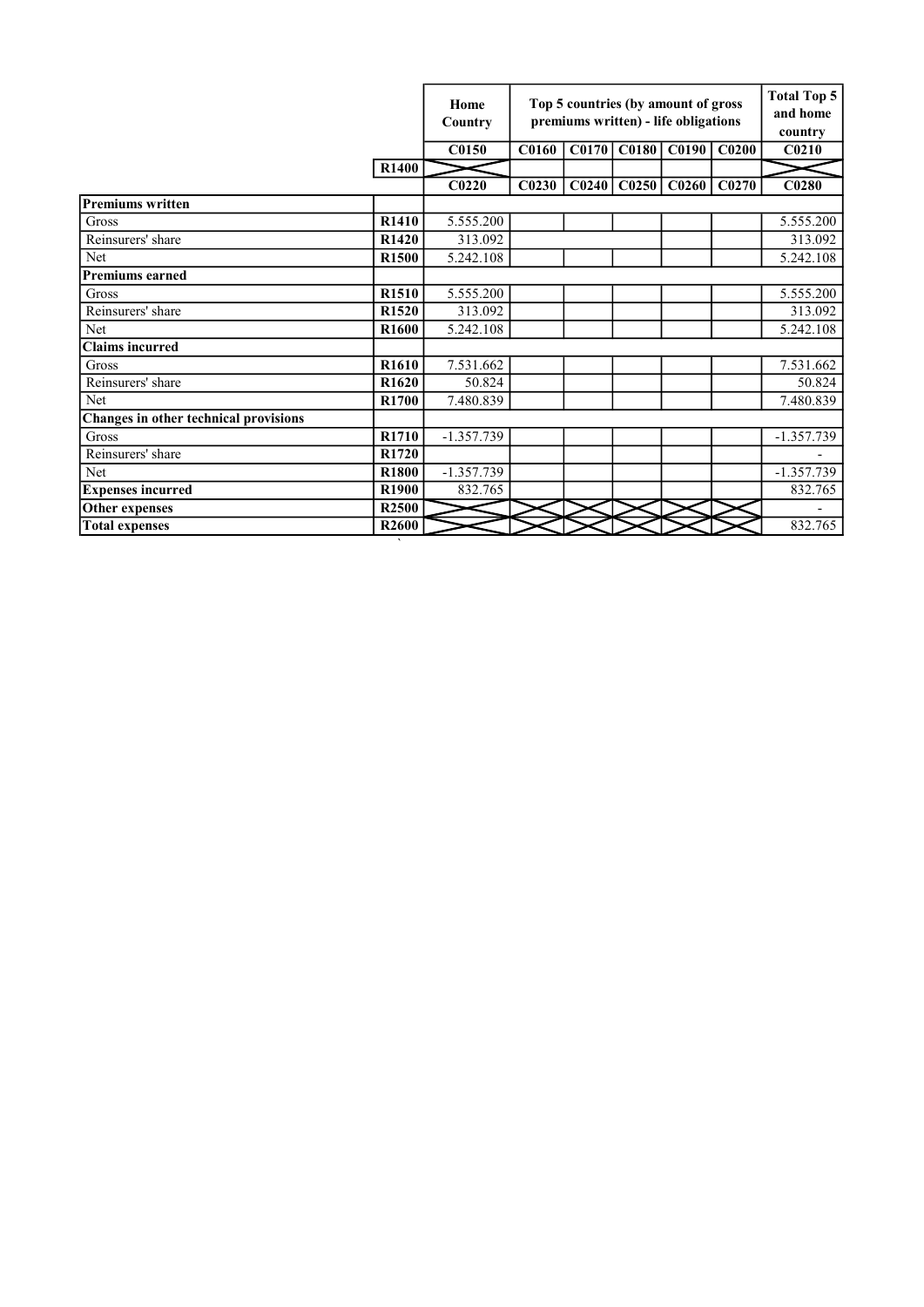| | | Home Country | Top 5 countries (by amount of gross premiums written) - life obligations | | | | | Total Top 5 and home country |
|---|---|---|---|---|---|---|---|---|
| | | C0150 | C0160 | C0170 | C0180 | C0190 | C0200 | C0210 |
| | R1400 | | | | | | | |
| | | C0220 | C0230 | C0240 | C0250 | C0260 | C0270 | C0280 |
| **Premiums written** | | | | | | | | |
| Gross | R1410 | 5.555.200 | | | | | | 5.555.200 |
| Reinsurers' share | R1420 | 313.092 | | | | | | 313.092 |
| Net | R1500 | 5.242.108 | | | | | | 5.242.108 |
| **Premiums earned** | | | | | | | | |
| Gross | R1510 | 5.555.200 | | | | | | 5.555.200 |
| Reinsurers' share | R1520 | 313.092 | | | | | | 313.092 |
| Net | R1600 | 5.242.108 | | | | | | 5.242.108 |
| **Claims incurred** | | | | | | | | |
| Gross | R1610 | 7.531.662 | | | | | | 7.531.662 |
| Reinsurers' share | R1620 | 50.824 | | | | | | 50.824 |
| Net | R1700 | 7.480.839 | | | | | | 7.480.839 |
| **Changes in other technical provisions** | | | | | | | | |
| Gross | R1710 | -1.357.739 | | | | | | -1.357.739 |
| Reinsurers' share | R1720 | | | | | | | - |
| Net | R1800 | -1.357.739 | | | | | | -1.357.739 |
| **Expenses incurred** | R1900 | 832.765 | | | | | | 832.765 |
| **Other expenses** | R2500 | | | | | | | - |
| **Total expenses** | R2600 | | | | | | | 832.765 |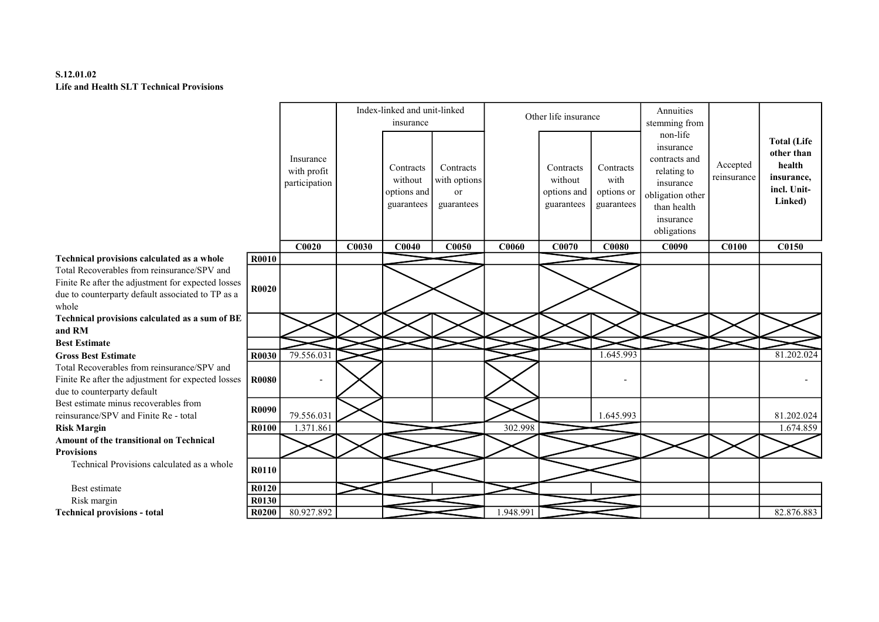**S.12.01.02**
**Life and Health SLT Technical Provisions**

| | | Insurance with profit participation | Index-linked and unit-linked insurance | | | Other life insurance | | | Annuities stemming from non-life insurance contracts and relating to insurance obligation other than health insurance obligations | Accepted reinsurance | **Total (Life other than health insurance, incl. Unit-Linked)** |
|---|---|---|---|---|---|---|---|---|---|---|---|
| | | | | Contracts without options and guarantees | Contracts with options or guarantees | | Contracts without options and guarantees | Contracts with options or guarantees | | | |
| | | **C0020** | **C0030** | **C0040** | **C0050** | **C0060** | **C0070** | **C0080** | **C0090** | **C0100** | **C0150** |
| **Technical provisions calculated as a whole** | **R0010** | | | | | | | | | | |
| Total Recoverables from reinsurance/SPV and Finite Re after the adjustment for expected losses due to counterparty default associated to TP as a whole | **R0020** | | | | | | | | | | |
| **Technical provisions calculated as a sum of BE and RM** | | | | | | | | | | | |
| **Best Estimate** | | | | | | | | | | | |
| **Gross Best Estimate** | **R0030** | 79.556.031 | | | | | | 1.645.993 | | | 81.202.024 |
| Total Recoverables from reinsurance/SPV and Finite Re after the adjustment for expected losses due to counterparty default | **R0080** | - | | | | | | - | | | - |
| Best estimate minus recoverables from reinsurance/SPV and Finite Re - total | **R0090** | 79.556.031 | | | | | | 1.645.993 | | | 81.202.024 |
| **Risk Margin** | **R0100** | 1.371.861 | | | | 302.998 | | | | | 1.674.859 |
| **Amount of the transitional on Technical Provisions** | | | | | | | | | | | |
| Technical Provisions calculated as a whole | **R0110** | | | | | | | | | | |
| Best estimate | **R0120** | | | | | | | | | | |
| Risk margin | **R0130** | | | | | | | | | | |
| **Technical provisions - total** | **R0200** | 80.927.892 | | | | 1.948.991 | | | | | 82.876.883 |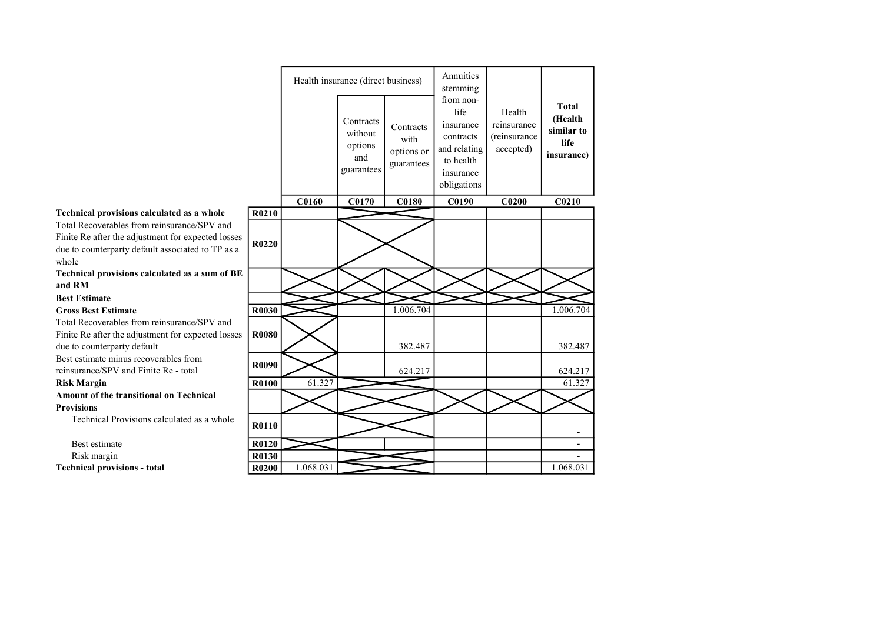| | | Health insurance (direct business) | | | Annuities stemming from non-life insurance contracts and relating to health insurance obligations | Health reinsurance (reinsurance accepted) | Total (Health similar to life insurance) |
|---|---|---|---|---|---|---|---|
| | | | Contracts without options and guarantees | Contracts with options or guarantees | | | |
| | | C0160 | C0170 | C0180 | C0190 | C0200 | C0210 |
| **Technical provisions calculated as a whole** | R0210 | | | | | | |
| Total Recoverables from reinsurance/SPV and Finite Re after the adjustment for expected losses due to counterparty default associated to TP as a whole | R0220 | | | | | | |
| **Technical provisions calculated as a sum of BE and RM** | | | | | | | |
| **Best Estimate** | | | | | | | |
| **Gross Best Estimate** | R0030 | | | 1.006.704 | | | 1.006.704 |
| Total Recoverables from reinsurance/SPV and Finite Re after the adjustment for expected losses due to counterparty default | R0080 | | | 382.487 | | | 382.487 |
| Best estimate minus recoverables from reinsurance/SPV and Finite Re - total | R0090 | | | 624.217 | | | 624.217 |
| **Risk Margin** | R0100 | 61.327 | | | | | 61.327 |
| **Amount of the transitional on Technical Provisions** | | | | | | | |
| Technical Provisions calculated as a whole | R0110 | | | | | | - |
| Best estimate | R0120 | | | | | | - |
| Risk margin | R0130 | | | | | | - |
| **Technical provisions - total** | R0200 | 1.068.031 | | | | | 1.068.031 |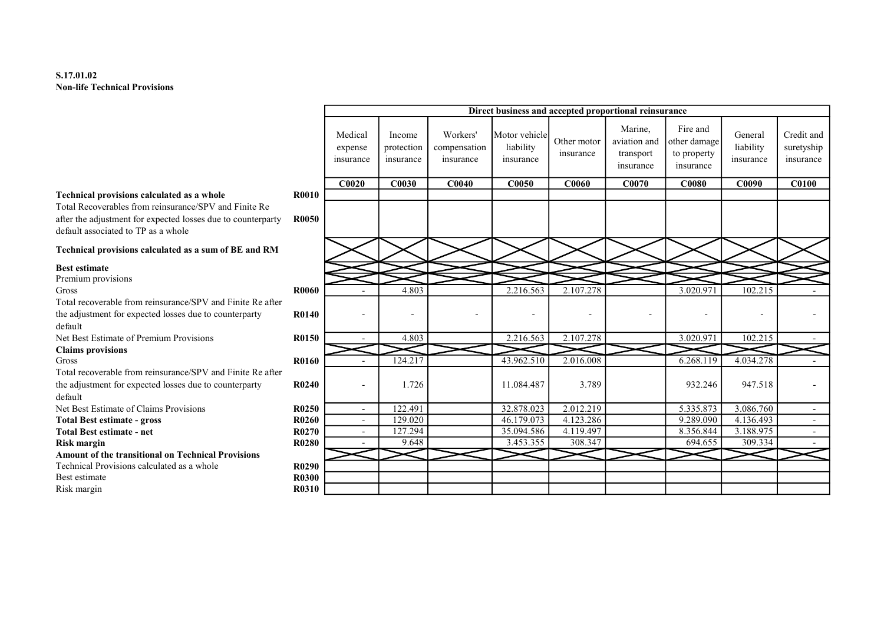**S.17.01.02**
**Non-life Technical Provisions**

| | | Direct business and accepted proportional reinsurance | | | | | | | | |
|---|---|---|---|---|---|---|---|---|---|---|
| | | Medical expense insurance | Income protection insurance | Workers' compensation insurance | Motor vehicle liability insurance | Other motor insurance | Marine, aviation and transport insurance | Fire and other damage to property insurance | General liability insurance | Credit and suretyship insurance |
| | | C0020 | C0030 | C0040 | C0050 | C0060 | C0070 | C0080 | C0090 | C0100 |
| **Technical provisions calculated as a whole** | **R0010** | | | | | | | | | |
| Total Recoverables from reinsurance/SPV and Finite Re after the adjustment for expected losses due to counterparty default associated to TP as a whole | **R0050** | | | | | | | | | |
| **Technical provisions calculated as a sum of BE and RM** | | | | | | | | | | |
| **Best estimate** | | | | | | | | | | |
| Premium provisions | | | | | | | | | | |
| Gross | **R0060** | - | 4.803 | | 2.216.563 | 2.107.278 | | 3.020.971 | 102.215 | - |
| Total recoverable from reinsurance/SPV and Finite Re after the adjustment for expected losses due to counterparty default | **R0140** | - | - | - | - | - | - | - | - | - |
| Net Best Estimate of Premium Provisions | **R0150** | - | 4.803 | | 2.216.563 | 2.107.278 | | 3.020.971 | 102.215 | - |
| **Claims provisions** | | | | | | | | | | |
| Gross | **R0160** | - | 124.217 | | 43.962.510 | 2.016.008 | | 6.268.119 | 4.034.278 | - |
| Total recoverable from reinsurance/SPV and Finite Re after the adjustment for expected losses due to counterparty default | **R0240** | - | 1.726 | | 11.084.487 | 3.789 | | 932.246 | 947.518 | - |
| Net Best Estimate of Claims Provisions | **R0250** | - | 122.491 | | 32.878.023 | 2.012.219 | | 5.335.873 | 3.086.760 | - |
| **Total Best estimate - gross** | **R0260** | - | 129.020 | | 46.179.073 | 4.123.286 | | 9.289.090 | 4.136.493 | - |
| **Total Best estimate - net** | **R0270** | - | 127.294 | | 35.094.586 | 4.119.497 | | 8.356.844 | 3.188.975 | - |
| **Risk margin** | **R0280** | - | 9.648 | | 3.453.355 | 308.347 | | 694.655 | 309.334 | - |
| **Amount of the transitional on Technical Provisions** | | | | | | | | | | |
| Technical Provisions calculated as a whole | **R0290** | | | | | | | | | |
| Best estimate | **R0300** | | | | | | | | | |
| Risk margin | **R0310** | | | | | | | | | |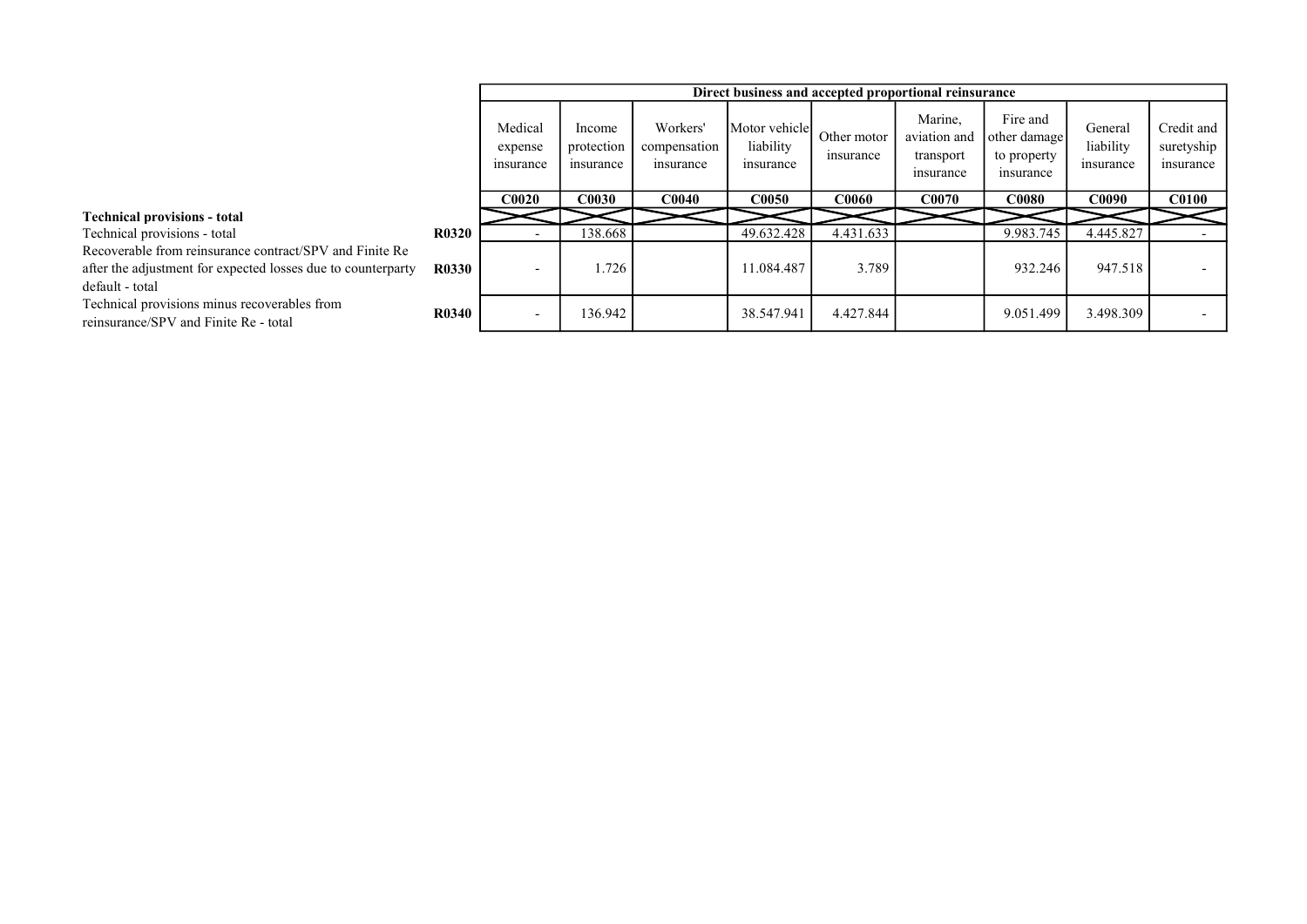| | | Direct business and accepted proportional reinsurance | | | | | | | | |
|---|---|---|---|---|---|---|---|---|---|---|
| | | Medical expense insurance | Income protection insurance | Workers' compensation insurance | Motor vehicle liability insurance | Other motor insurance | Marine, aviation and transport insurance | Fire and other damage to property insurance | General liability insurance | Credit and suretyship insurance |
| | | C0020 | C0030 | C0040 | C0050 | C0060 | C0070 | C0080 | C0090 | C0100 |
| **Technical provisions - total** | | | | | | | | | | |
| Technical provisions - total | **R0320** | - | 138.668 | | 49.632.428 | 4.431.633 | | 9.983.745 | 4.445.827 | - |
| Recoverable from reinsurance contract/SPV and Finite Re after the adjustment for expected losses due to counterparty default - total | **R0330** | - | 1.726 | | 11.084.487 | 3.789 | | 932.246 | 947.518 | - |
| Technical provisions minus recoverables from reinsurance/SPV and Finite Re - total | **R0340** | - | 136.942 | | 38.547.941 | 4.427.844 | | 9.051.499 | 3.498.309 | - |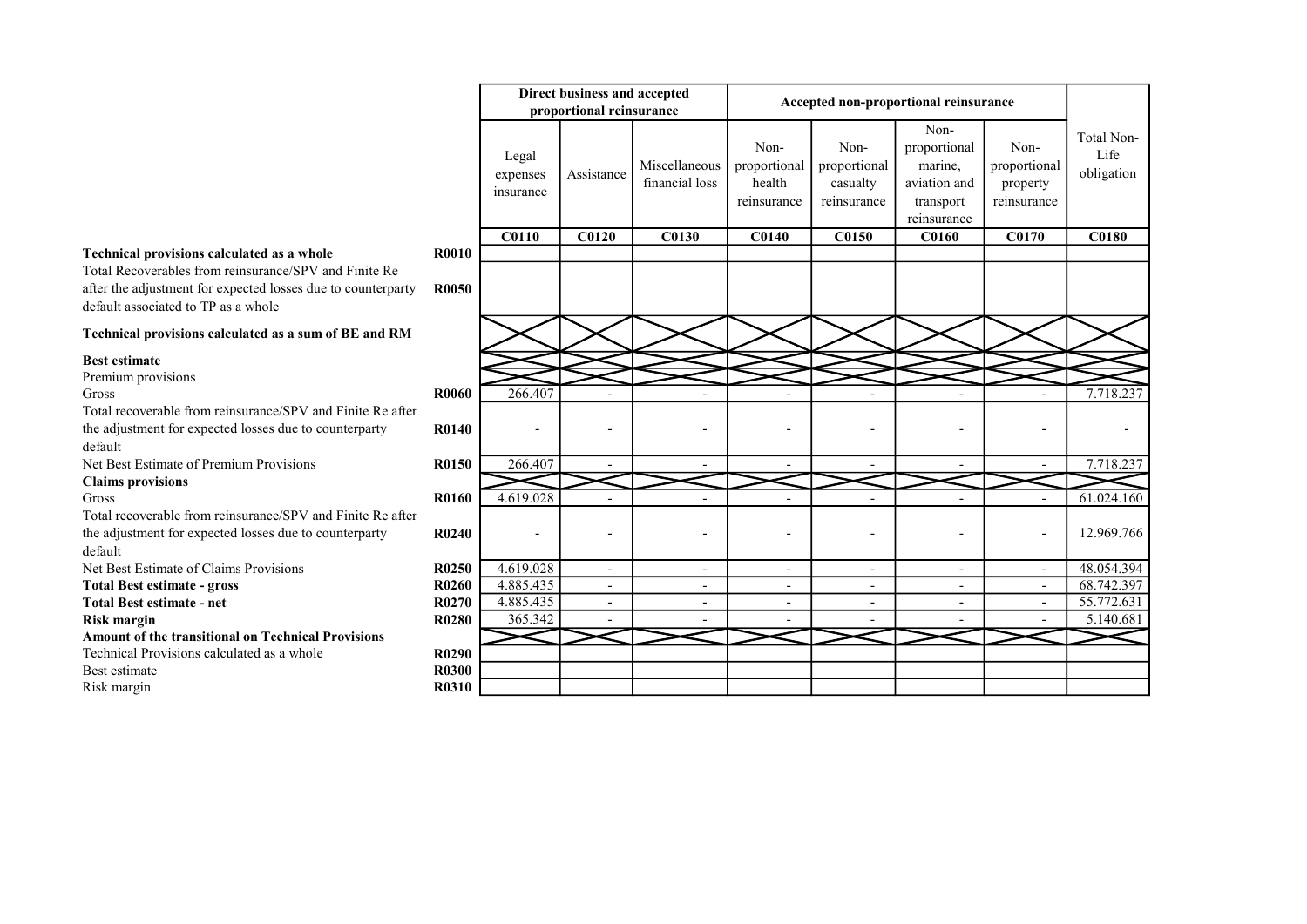| | | Direct business and accepted proportional reinsurance | | | Accepted non-proportional reinsurance | | | | |
|---|---|---|---|---|---|---|---|---|---|
| | | Legal expenses insurance | Assistance | Miscellaneous financial loss | Non-proportional health reinsurance | Non-proportional casualty reinsurance | Non-proportional marine, aviation and transport reinsurance | Non-proportional property reinsurance | Total Non-Life obligation |
| | | C0110 | C0120 | C0130 | C0140 | C0150 | C0160 | C0170 | C0180 |
| **Technical provisions calculated as a whole** | **R0010** | | | | | | | | |
| Total Recoverables from reinsurance/SPV and Finite Re after the adjustment for expected losses due to counterparty default associated to TP as a whole | **R0050** | | | | | | | | |
| **Technical provisions calculated as a sum of BE and RM** | | | | | | | | | |
| **Best estimate** | | | | | | | | | |
| Premium provisions | | | | | | | | | |
| Gross | **R0060** | 266.407 | - | - | - | - | - | - | 7.718.237 |
| Total recoverable from reinsurance/SPV and Finite Re after the adjustment for expected losses due to counterparty default | **R0140** | - | - | - | - | - | - | - | - |
| Net Best Estimate of Premium Provisions | **R0150** | 266.407 | - | - | - | - | - | - | 7.718.237 |
| **Claims provisions** | | | | | | | | | |
| Gross | **R0160** | 4.619.028 | - | - | - | - | - | - | 61.024.160 |
| Total recoverable from reinsurance/SPV and Finite Re after the adjustment for expected losses due to counterparty default | **R0240** | - | - | - | - | - | - | - | 12.969.766 |
| Net Best Estimate of Claims Provisions | **R0250** | 4.619.028 | - | - | - | - | - | - | 48.054.394 |
| **Total Best estimate - gross** | **R0260** | 4.885.435 | - | - | - | - | - | - | 68.742.397 |
| **Total Best estimate - net** | **R0270** | 4.885.435 | - | - | - | - | - | - | 55.772.631 |
| **Risk margin** | **R0280** | 365.342 | - | - | - | - | - | - | 5.140.681 |
| **Amount of the transitional on Technical Provisions** | | | | | | | | | |
| Technical Provisions calculated as a whole | **R0290** | | | | | | | | |
| Best estimate | **R0300** | | | | | | | | |
| Risk margin | **R0310** | | | | | | | | |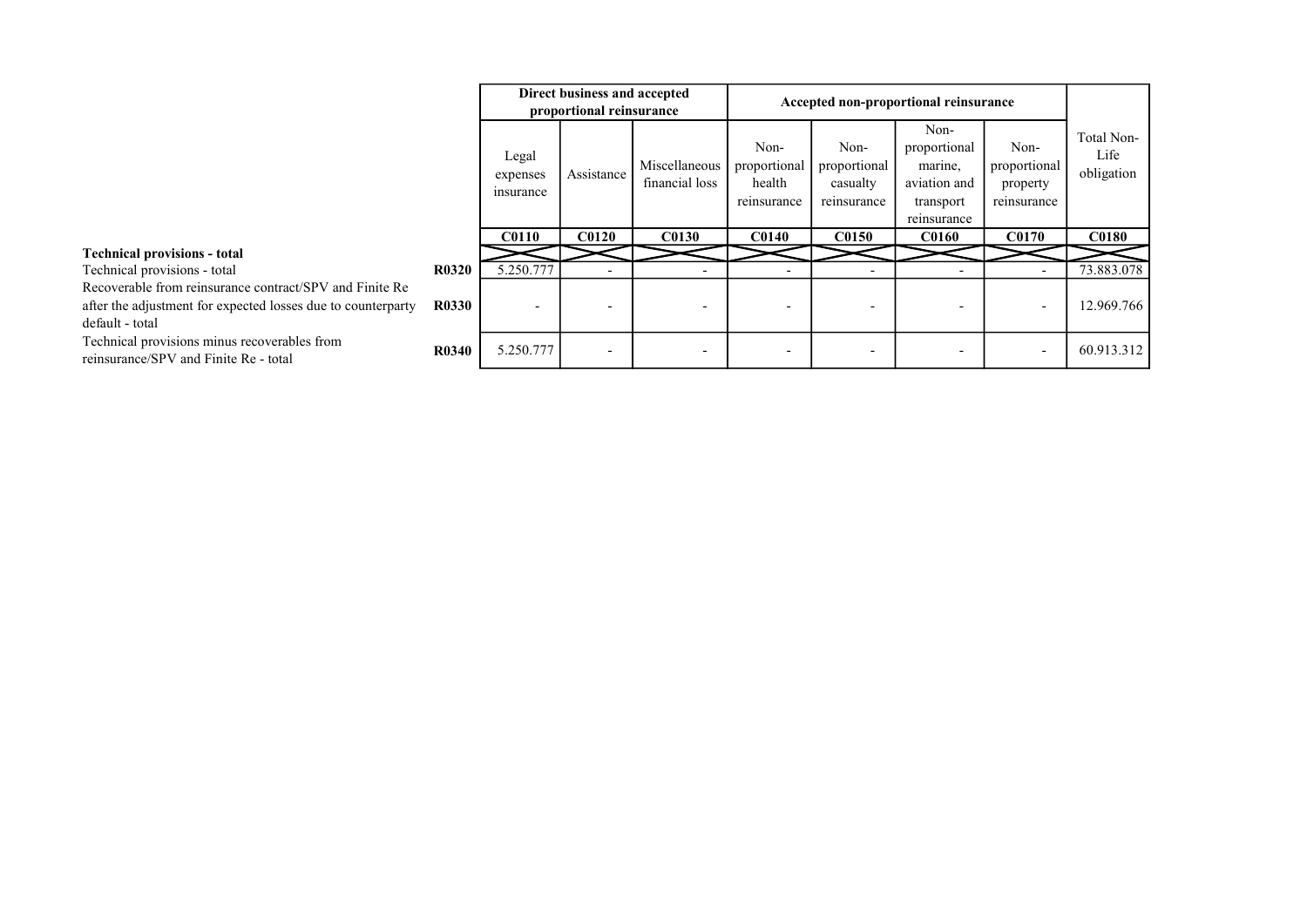| | | Direct business and accepted proportional reinsurance | | | Accepted non-proportional reinsurance | | | | |
|---|---|---|---|---|---|---|---|---|---|
| | | Legal expenses insurance | Assistance | Miscellaneous financial loss | Non-proportional health reinsurance | Non-proportional casualty reinsurance | Non-proportional marine, aviation and transport reinsurance | Non-proportional property reinsurance | Total Non-Life obligation |
| | | C0110 | C0120 | C0130 | C0140 | C0150 | C0160 | C0170 | C0180 |
| **Technical provisions - total** | | | | | | | | | |
| Technical provisions - total | R0320 | 5.250.777 | - | - | - | - | - | - | 73.883.078 |
| Recoverable from reinsurance contract/SPV and Finite Re after the adjustment for expected losses due to counterparty default - total | R0330 | - | - | - | - | - | - | - | 12.969.766 |
| Technical provisions minus recoverables from reinsurance/SPV and Finite Re - total | R0340 | 5.250.777 | - | - | - | - | - | - | 60.913.312 |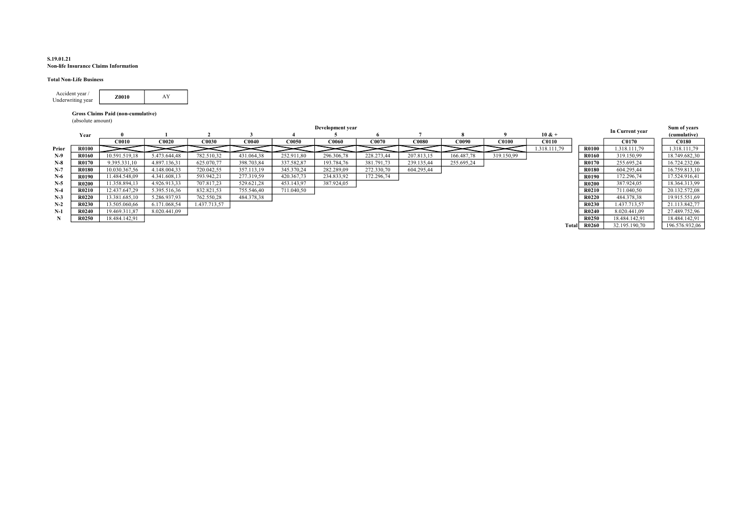**S.19.01.21**
**Non-life Insurance Claims Information**

**Total Non-Life Business**

| Accident year / Underwriting year | **Z0010** | AY |
|---|---|---|

**Gross Claims Paid (non-cumulative)**
(absolute amount)

| | Year | 0 | 1 | 2 | 3 | 4 | 5 | 6 | 7 | 8 | 9 | 10 & + | | In Current year | Sum of years (cumulative) |
|---|---|---|---|---|---|---|---|---|---|---|---|---|---|---|---|
| | | **C0010** | **C0020** | **C0030** | **C0040** | **C0050** | **C0060** | **C0070** | **C0080** | **C0090** | **C0100** | **C0110** | | **C0170** | **C0180** |
| **Prior** | **R0100** | | | | | | | | | | | 1.318.111,79 | **R0100** | 1.318.111,79 | 1.318.111,79 |
| **N-9** | **R0160** | 10.591.519,18 | 5.473.644,48 | 782.510,32 | 431.064,38 | 252.911,80 | 296.306,78 | 228.273,44 | 207.813,15 | 166.487,78 | 319.150,99 | | **R0160** | 319.150,99 | 18.749.682,30 |
| **N-8** | **R0170** | 9.395.331,10 | 4.897.136,31 | 625.070,77 | 398.703,84 | 337.582,87 | 193.784,76 | 381.791,73 | 239.135,44 | 255.695,24 | | | **R0170** | 255.695,24 | 16.724.232,06 |
| **N-7** | **R0180** | 10.030.367,56 | 4.148.004,33 | 720.042,55 | 357.113,19 | 345.370,24 | 282.289,09 | 272.330,70 | 604.295,44 | | | | **R0180** | 604.295,44 | 16.759.813,10 |
| **N-6** | **R0190** | 11.484.548,09 | 4.341.608,13 | 593.942,21 | 277.319,59 | 420.367,73 | 234.833,92 | 172.296,74 | | | | | **R0190** | 172.296,74 | 17.524.916,41 |
| **N-5** | **R0200** | 11.358.894,13 | 4.926.913,33 | 707.817,23 | 529.621,28 | 453.143,97 | 387.924,05 | | | | | | **R0200** | 387.924,05 | 18.364.313,99 |
| **N-4** | **R0210** | 12.437.647,29 | 5.395.516,36 | 832.821,53 | 755.546,40 | 711.040,50 | | | | | | | **R0210** | 711.040,50 | 20.132.572,08 |
| **N-3** | **R0220** | 13.381.685,10 | 5.286.937,93 | 762.550,28 | 484.378,38 | | | | | | | | **R0220** | 484.378,38 | 19.915.551,69 |
| **N-2** | **R0230** | 13.505.060,66 | 6.171.068,54 | 1.437.713,57 | | | | | | | | | **R0230** | 1.437.713,57 | 21.113.842,77 |
| **N-1** | **R0240** | 19.469.311,87 | 8.020.441,09 | | | | | | | | | | **R0240** | 8.020.441,09 | 27.489.752,96 |
| **N** | **R0250** | 18.484.142,91 | | | | | | | | | | | **R0250** | 18.484.142,91 | 18.484.142,91 |
| | | | | | | | | | | | | **Total** | **R0260** | 32.195.190,70 | 196.576.932,06 |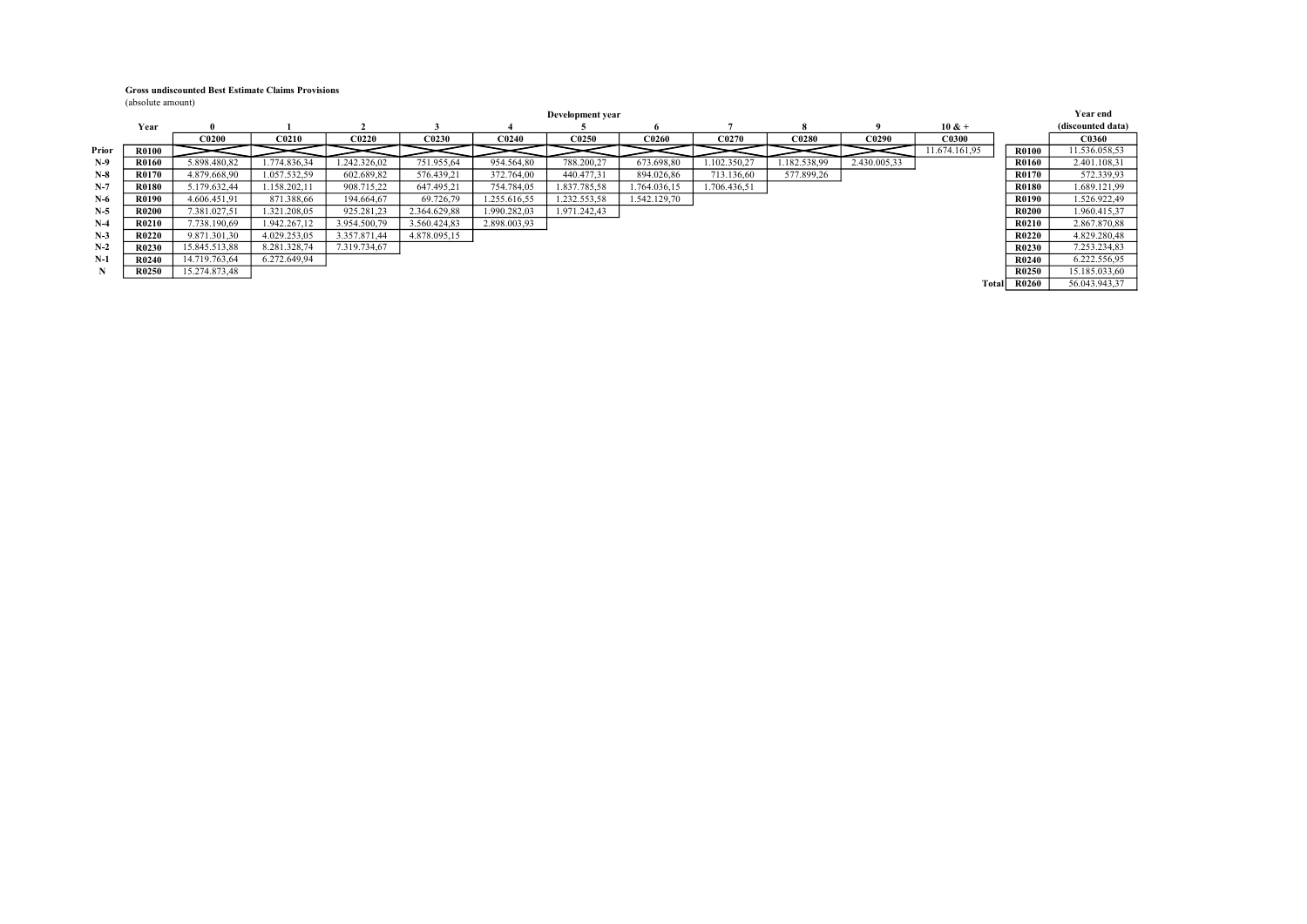**Gross undiscounted Best Estimate Claims Provisions**

(absolute amount)

| | Year | Development year 0 | 1 | 2 | 3 | 4 | 5 | 6 | 7 | 8 | 9 | 10 & + | | Year end (discounted data) |
|---|---|---|---|---|---|---|---|---|---|---|---|---|---|---|
| | | C0200 | C0210 | C0220 | C0230 | C0240 | C0250 | C0260 | C0270 | C0280 | C0290 | C0300 | | C0360 |
| Prior | R0100 | | | | | | | | | | | 11.674.161,95 | R0100 | 11.536.058,53 |
| N-9 | R0160 | 5.898.480,82 | 1.774.836,34 | 1.242.326,02 | 751.955,64 | 954.564,80 | 788.200,27 | 673.698,80 | 1.102.350,27 | 1.182.538,99 | 2.430.005,33 | | R0160 | 2.401.108,31 |
| N-8 | R0170 | 4.879.668,90 | 1.057.532,59 | 602.689,82 | 576.439,21 | 372.764,00 | 440.477,31 | 894.026,86 | 713.136,60 | 577.899,26 | | | R0170 | 572.339,93 |
| N-7 | R0180 | 5.179.632,44 | 1.158.202,11 | 908.715,22 | 647.495,21 | 754.784,05 | 1.837.785,58 | 1.764.036,15 | 1.706.436,51 | | | | R0180 | 1.689.121,99 |
| N-6 | R0190 | 4.606.451,91 | 871.388,66 | 194.664,67 | 69.726,79 | 1.255.616,55 | 1.232.553,58 | 1.542.129,70 | | | | | R0190 | 1.526.922,49 |
| N-5 | R0200 | 7.381.027,51 | 1.321.208,05 | 925.281,23 | 2.364.629,88 | 1.990.282,03 | 1.971.242,43 | | | | | | R0200 | 1.960.415,37 |
| N-4 | R0210 | 7.738.190,69 | 1.942.267,12 | 3.954.500,79 | 3.560.424,83 | 2.898.003,93 | | | | | | | R0210 | 2.867.870,88 |
| N-3 | R0220 | 9.871.301,30 | 4.029.253,05 | 3.357.871,44 | 4.878.095,15 | | | | | | | | R0220 | 4.829.280,48 |
| N-2 | R0230 | 15.845.513,88 | 8.281.328,74 | 7.319.734,67 | | | | | | | | | R0230 | 7.253.234,83 |
| N-1 | R0240 | 14.719.763,64 | 6.272.649,94 | | | | | | | | | | R0240 | 6.222.556,95 |
| N | R0250 | 15.274.873,48 | | | | | | | | | | | R0250 | 15.185.033,60 |
| | | | | | | | | | | | | Total | R0260 | 56.043.943,37 |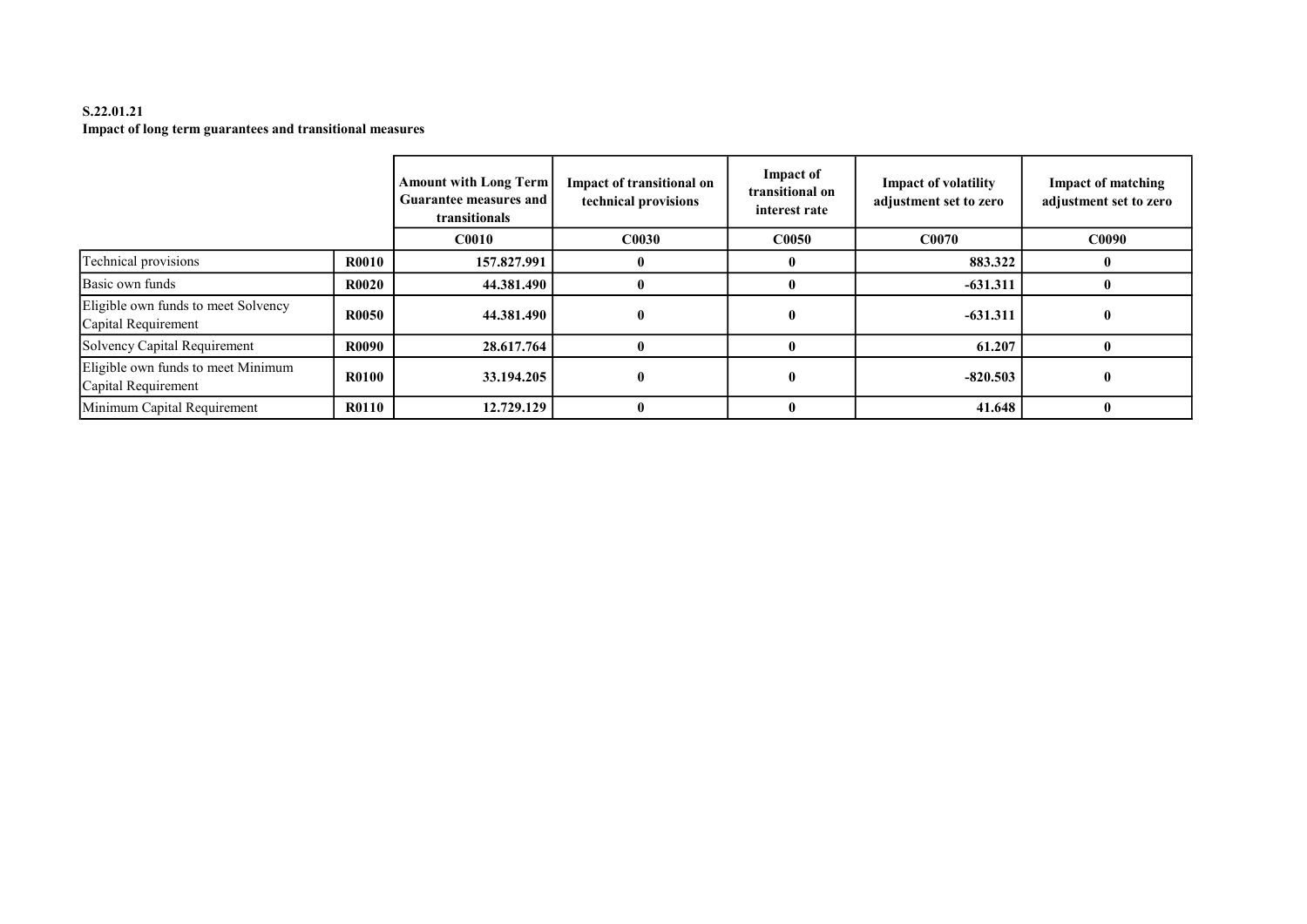**S.22.01.21**
**Impact of long term guarantees and transitional measures**

| | | Amount with Long Term Guarantee measures and transitionals | Impact of transitional on technical provisions | Impact of transitional on interest rate | Impact of volatility adjustment set to zero | Impact of matching adjustment set to zero |
|---|---|---|---|---|---|---|
| | | C0010 | C0030 | C0050 | C0070 | C0090 |
| Technical provisions | R0010 | 157.827.991 | 0 | 0 | 883.322 | 0 |
| Basic own funds | R0020 | 44.381.490 | 0 | 0 | -631.311 | 0 |
| Eligible own funds to meet Solvency Capital Requirement | R0050 | 44.381.490 | 0 | 0 | -631.311 | 0 |
| Solvency Capital Requirement | R0090 | 28.617.764 | 0 | 0 | 61.207 | 0 |
| Eligible own funds to meet Minimum Capital Requirement | R0100 | 33.194.205 | 0 | 0 | -820.503 | 0 |
| Minimum Capital Requirement | R0110 | 12.729.129 | 0 | 0 | 41.648 | 0 |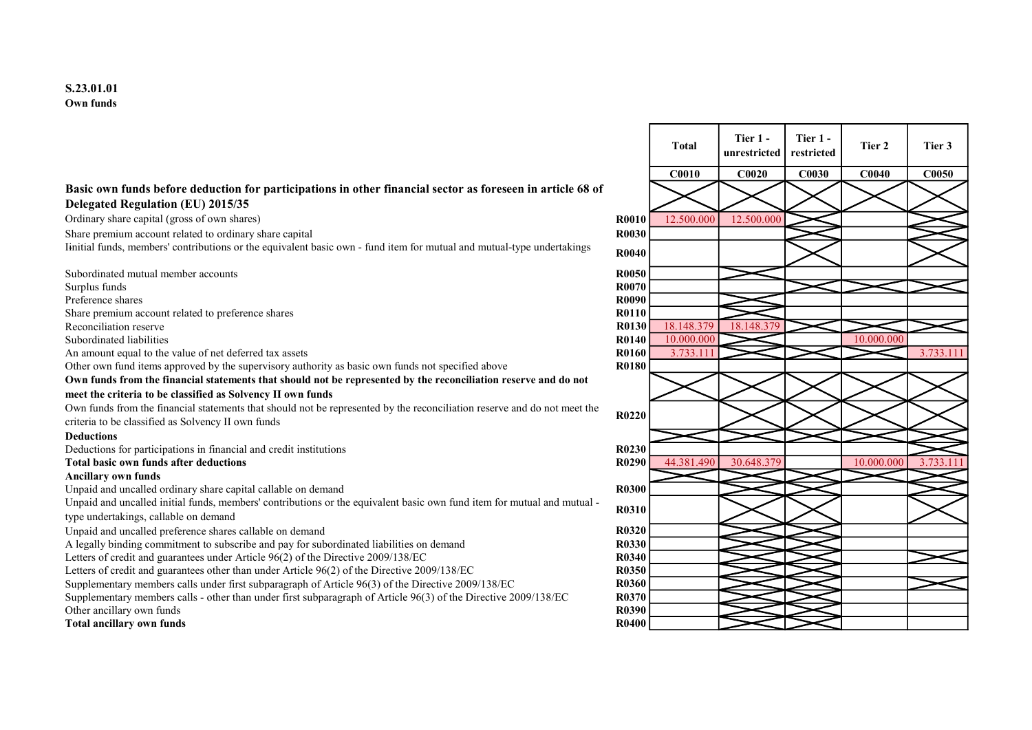**S.23.01.01**
**Own funds**

| | | Total | Tier 1 - unrestricted | Tier 1 - restricted | Tier 2 | Tier 3 |
|---|---|---|---|---|---|---|
| | | C0010 | C0020 | C0030 | C0040 | C0050 |
| **Basic own funds before deduction for participations in other financial sector as foreseen in article 68 of Delegated Regulation (EU) 2015/35** | | | | | | |
| Ordinary share capital (gross of own shares) | R0010 | 12.500.000 | 12.500.000 | | | |
| Share premium account related to ordinary share capital | R0030 | | | | | |
| I̶initial funds, members' contributions or the equivalent basic own - fund item for mutual and mutual-type undertakings | R0040 | | | | | |
| Subordinated mutual member accounts | R0050 | | | | | |
| Surplus funds | R0070 | | | | | |
| Preference shares | R0090 | | | | | |
| Share premium account related to preference shares | R0110 | | | | | |
| Reconciliation reserve | R0130 | 18.148.379 | 18.148.379 | | | |
| Subordinated liabilities | R0140 | 10.000.000 | | | 10.000.000 | |
| An amount equal to the value of net deferred tax assets | R0160 | 3.733.111 | | | | 3.733.111 |
| Other own fund items approved by the supervisory authority as basic own funds not specified above | R0180 | | | | | |
| **Own funds from the financial statements that should not be represented by the reconciliation reserve and do not meet the criteria to be classified as Solvency II own funds** | | | | | | |
| Own funds from the financial statements that should not be represented by the reconciliation reserve and do not meet the criteria to be classified as Solvency II own funds | R0220 | | | | | |
| **Deductions** | | | | | | |
| Deductions for participations in financial and credit institutions | R0230 | | | | | |
| **Total basic own funds after deductions** | R0290 | 44.381.490 | 30.648.379 | | 10.000.000 | 3.733.111 |
| **Ancillary own funds** | | | | | | |
| Unpaid and uncalled ordinary share capital callable on demand | R0300 | | | | | |
| Unpaid and uncalled initial funds, members' contributions or the equivalent basic own fund item for mutual and mutual - type undertakings, callable on demand | R0310 | | | | | |
| Unpaid and uncalled preference shares callable on demand | R0320 | | | | | |
| A legally binding commitment to subscribe and pay for subordinated liabilities on demand | R0330 | | | | | |
| Letters of credit and guarantees under Article 96(2) of the Directive 2009/138/EC | R0340 | | | | | |
| Letters of credit and guarantees other than under Article 96(2) of the Directive 2009/138/EC | R0350 | | | | | |
| Supplementary members calls under first subparagraph of Article 96(3) of the Directive 2009/138/EC | R0360 | | | | | |
| Supplementary members calls - other than under first subparagraph of Article 96(3) of the Directive 2009/138/EC | R0370 | | | | | |
| Other ancillary own funds | R0390 | | | | | |
| **Total ancillary own funds** | R0400 | | | | | |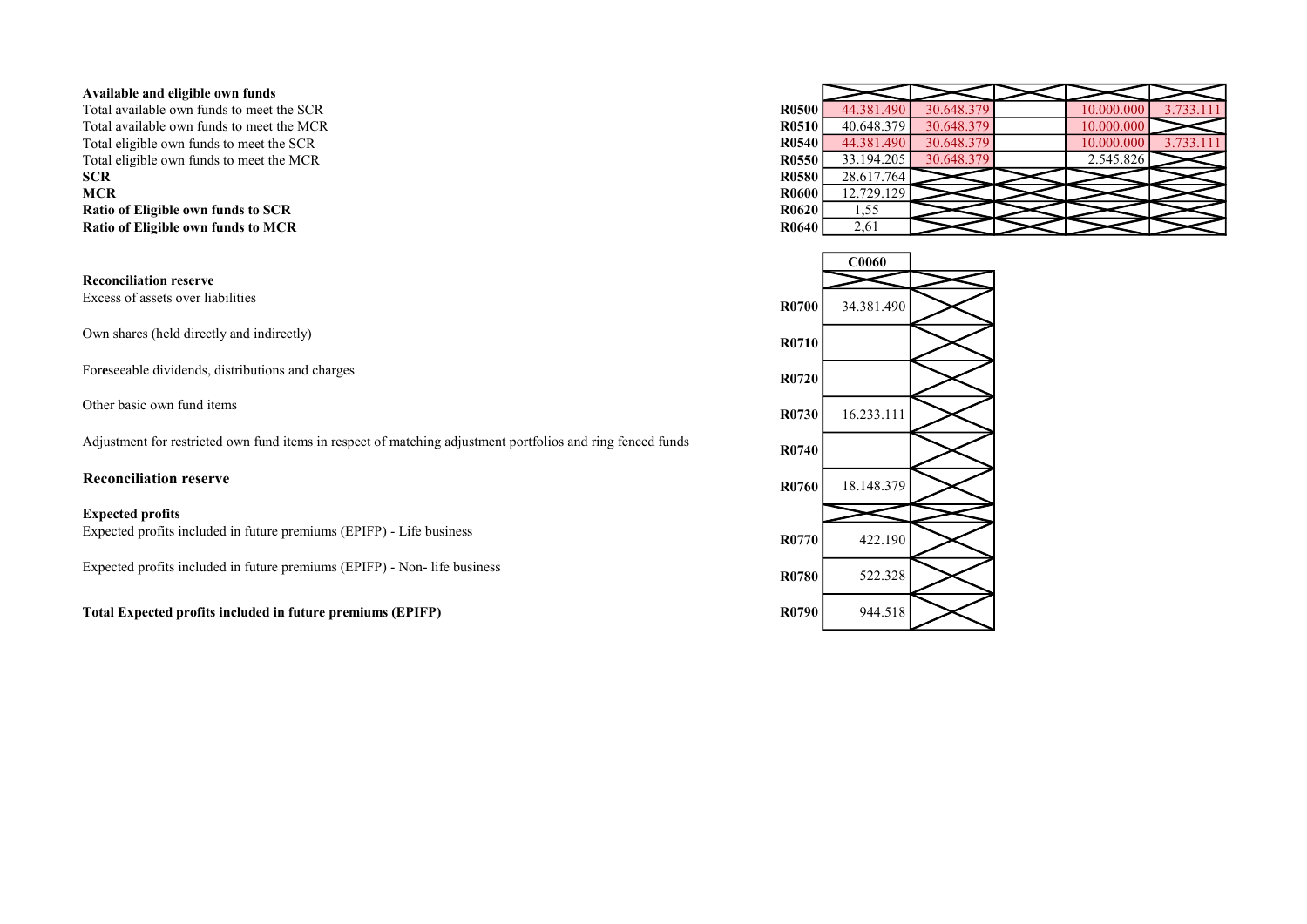| | | | | | | |
|---|---|---|---|---|---|---|
| **Available and eligible own funds** | | | | | | |
| Total available own funds to meet the SCR | R0500 | 44.381.490 | 30.648.379 | | 10.000.000 | 3.733.111 |
| Total available own funds to meet the MCR | R0510 | 40.648.379 | 30.648.379 | | 10.000.000 | |
| Total eligible own funds to meet the SCR | R0540 | 44.381.490 | 30.648.379 | | 10.000.000 | 3.733.111 |
| Total eligible own funds to meet the MCR | R0550 | 33.194.205 | 30.648.379 | | 2.545.826 | |
| **SCR** | R0580 | 28.617.764 | | | | |
| **MCR** | R0600 | 12.729.129 | | | | |
| **Ratio of Eligible own funds to SCR** | R0620 | 1,55 | | | | |
| **Ratio of Eligible own funds to MCR** | R0640 | 2,61 | | | | |

| | | C0060 | |
|---|---|---|---|
| **Reconciliation reserve** | | | |
| Excess of assets over liabilities | R0700 | 34.381.490 | |
| Own shares (held directly and indirectly) | R0710 | | |
| Foreseeable dividends, distributions and charges | R0720 | | |
| Other basic own fund items | R0730 | 16.233.111 | |
| Adjustment for restricted own fund items in respect of matching adjustment portfolios and ring fenced funds | R0740 | | |
| **Reconciliation reserve** | R0760 | 18.148.379 | |
| **Expected profits** | | | |
| Expected profits included in future premiums (EPIFP) - Life business | R0770 | 422.190 | |
| Expected profits included in future premiums (EPIFP) - Non- life business | R0780 | 522.328 | |
| **Total Expected profits included in future premiums (EPIFP)** | R0790 | 944.518 | |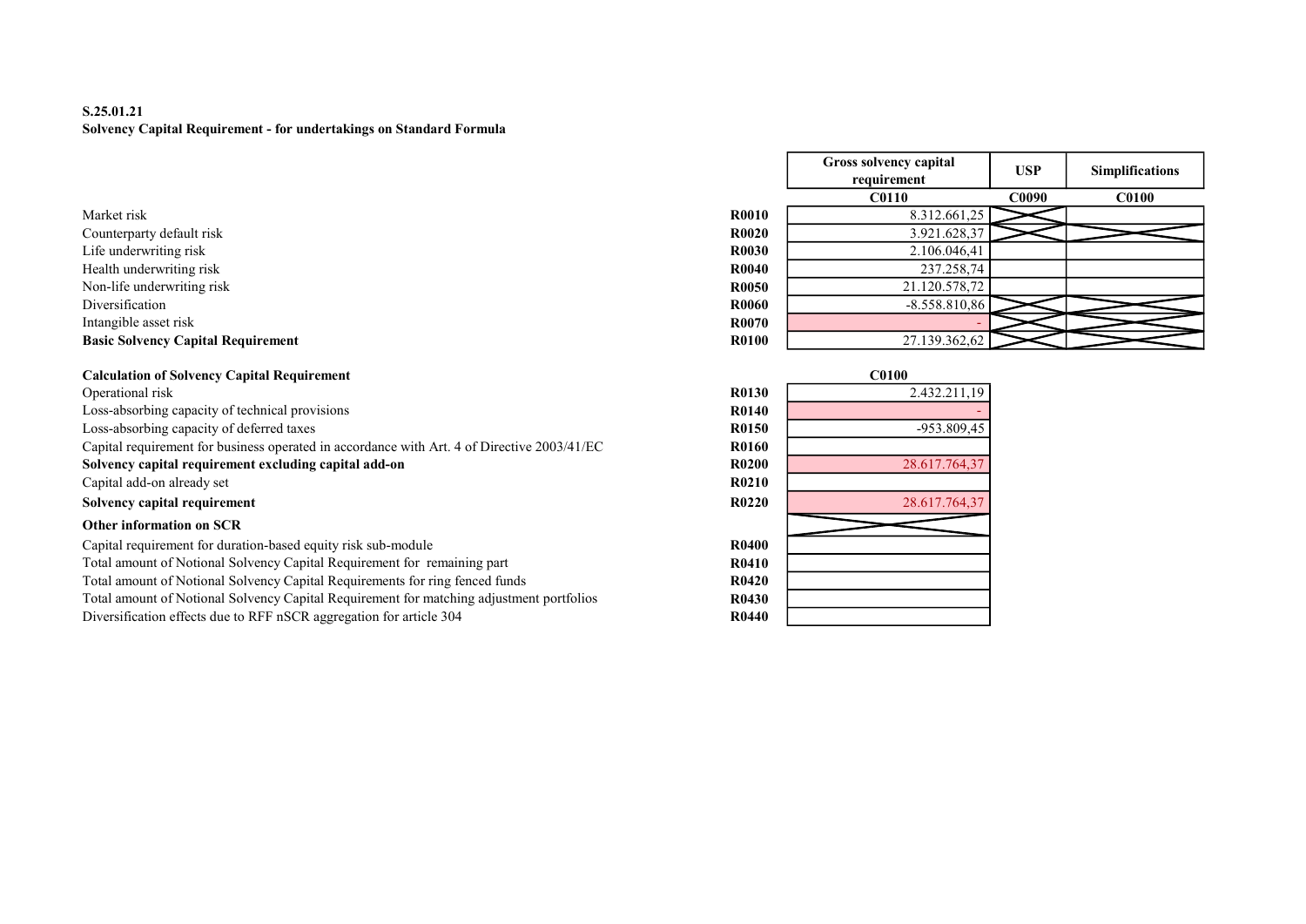**S.25.01.21**
**Solvency Capital Requirement - for undertakings on Standard Formula**

| | | Gross solvency capital requirement | USP | Simplifications |
|---|---|---|---|---|
| | | C0110 | C0090 | C0100 |
| Market risk | R0010 | 8.312.661,25 | | |
| Counterparty default risk | R0020 | 3.921.628,37 | | |
| Life underwriting risk | R0030 | 2.106.046,41 | | |
| Health underwriting risk | R0040 | 237.258,74 | | |
| Non-life underwriting risk | R0050 | 21.120.578,72 | | |
| Diversification | R0060 | -8.558.810,86 | | |
| Intangible asset risk | R0070 | - | | |
| **Basic Solvency Capital Requirement** | R0100 | 27.139.362,62 | | |

| **Calculation of Solvency Capital Requirement** | | C0100 |
|---|---|---|
| Operational risk | R0130 | 2.432.211,19 |
| Loss-absorbing capacity of technical provisions | R0140 | - |
| Loss-absorbing capacity of deferred taxes | R0150 | -953.809,45 |
| Capital requirement for business operated in accordance with Art. 4 of Directive 2003/41/EC | R0160 | |
| **Solvency capital requirement excluding capital add-on** | R0200 | 28.617.764,37 |
| Capital add-on already set | R0210 | |
| **Solvency capital requirement** | R0220 | 28.617.764,37 |
| **Other information on SCR** | | |
| Capital requirement for duration-based equity risk sub-module | R0400 | |
| Total amount of Notional Solvency Capital Requirement for remaining part | R0410 | |
| Total amount of Notional Solvency Capital Requirements for ring fenced funds | R0420 | |
| Total amount of Notional Solvency Capital Requirement for matching adjustment portfolios | R0430 | |
| Diversification effects due to RFF nSCR aggregation for article 304 | R0440 | |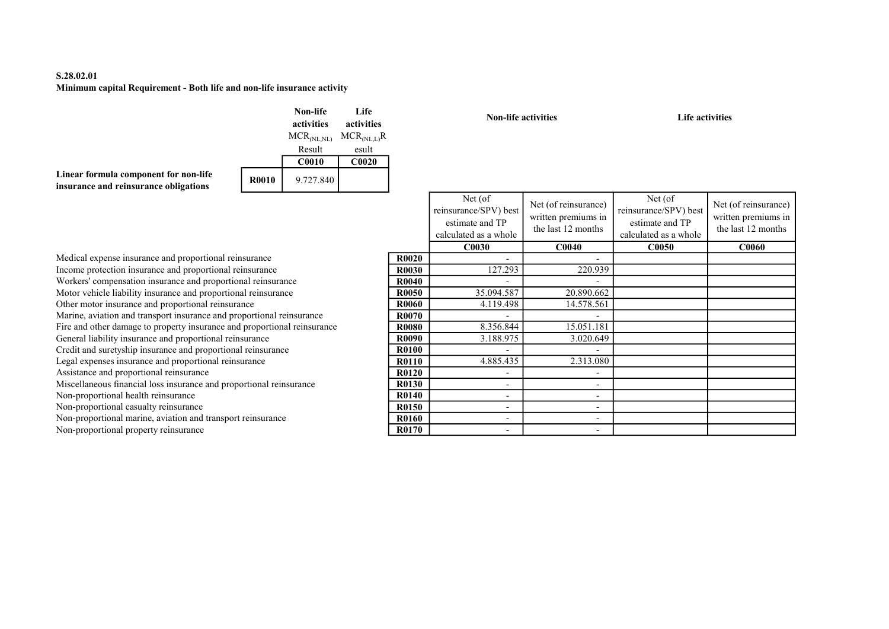**S.28.02.01**

**Minimum capital Requirement - Both life and non-life insurance activity**

| | | Non-life activities $MCR_{(NL,NL)}$ Result | Life activities $MCR_{(NL,L)}$Result |
|---|---|---|---|
| | | C0010 | C0020 |
| **Linear formula component for non-life insurance and reinsurance obligations** | R0010 | 9.727.840 | |

| | | Non-life activities | | Life activities | |
|---|---|---|---|---|---|
| | | Net (of reinsurance/SPV) best estimate and TP calculated as a whole | Net (of reinsurance) written premiums in the last 12 months | Net (of reinsurance/SPV) best estimate and TP calculated as a whole | Net (of reinsurance) written premiums in the last 12 months |
| | | C0030 | C0040 | C0050 | C0060 |
| Medical expense insurance and proportional reinsurance | R0020 | - | - | | |
| Income protection insurance and proportional reinsurance | R0030 | 127.293 | 220.939 | | |
| Workers' compensation insurance and proportional reinsurance | R0040 | - | - | | |
| Motor vehicle liability insurance and proportional reinsurance | R0050 | 35.094.587 | 20.890.662 | | |
| Other motor insurance and proportional reinsurance | R0060 | 4.119.498 | 14.578.561 | | |
| Marine, aviation and transport insurance and proportional reinsurance | R0070 | - | - | | |
| Fire and other damage to property insurance and proportional reinsurance | R0080 | 8.356.844 | 15.051.181 | | |
| General liability insurance and proportional reinsurance | R0090 | 3.188.975 | 3.020.649 | | |
| Credit and suretyship insurance and proportional reinsurance | R0100 | - | - | | |
| Legal expenses insurance and proportional reinsurance | R0110 | 4.885.435 | 2.313.080 | | |
| Assistance and proportional reinsurance | R0120 | - | - | | |
| Miscellaneous financial loss insurance and proportional reinsurance | R0130 | - | - | | |
| Non-proportional health reinsurance | R0140 | - | - | | |
| Non-proportional casualty reinsurance | R0150 | - | - | | |
| Non-proportional marine, aviation and transport reinsurance | R0160 | - | - | | |
| Non-proportional property reinsurance | R0170 | - | - | | |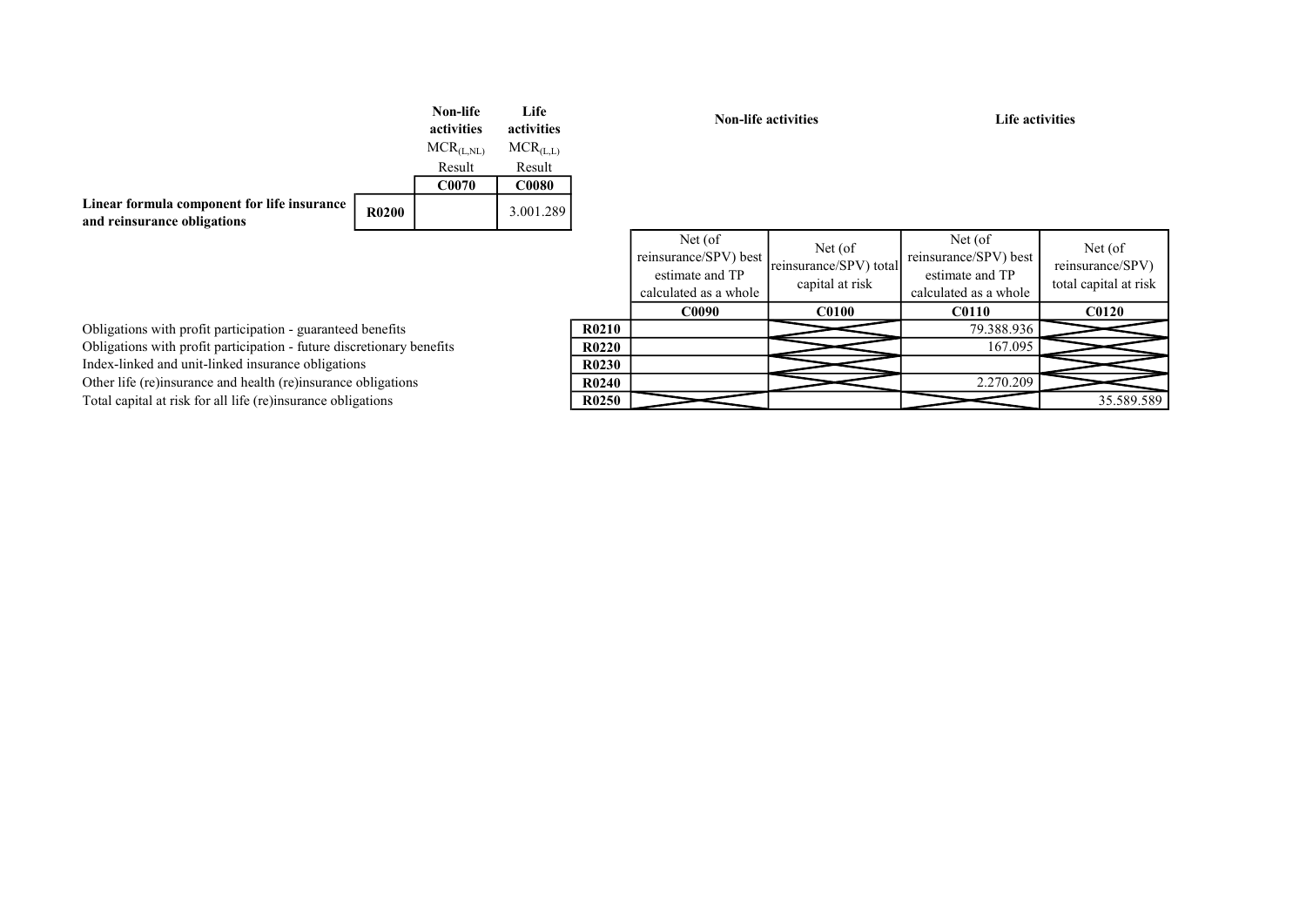| | | Non-life activities | Life activities |
|---|---|---|---|
| | | $MCR_{(L,NL)}$ Result | $MCR_{(L,L)}$ Result |
| | | **C0070** | **C0080** |
| **Linear formula component for life insurance and reinsurance obligations** | **R0200** | | 3.001.289 |

| | | Non-life activities | | Life activities | |
|---|---|---|---|---|---|
| | | Net (of reinsurance/SPV) best estimate and TP calculated as a whole | Net (of reinsurance/SPV) total capital at risk | Net (of reinsurance/SPV) best estimate and TP calculated as a whole | Net (of reinsurance/SPV) total capital at risk |
| | | **C0090** | **C0100** | **C0110** | **C0120** |
| Obligations with profit participation - guaranteed benefits | **R0210** | | | 79.388.936 | |
| Obligations with profit participation - future discretionary benefits | **R0220** | | | 167.095 | |
| Index-linked and unit-linked insurance obligations | **R0230** | | | | |
| Other life (re)insurance and health (re)insurance obligations | **R0240** | | | 2.270.209 | |
| Total capital at risk for all life (re)insurance obligations | **R0250** | | | | 35.589.589 |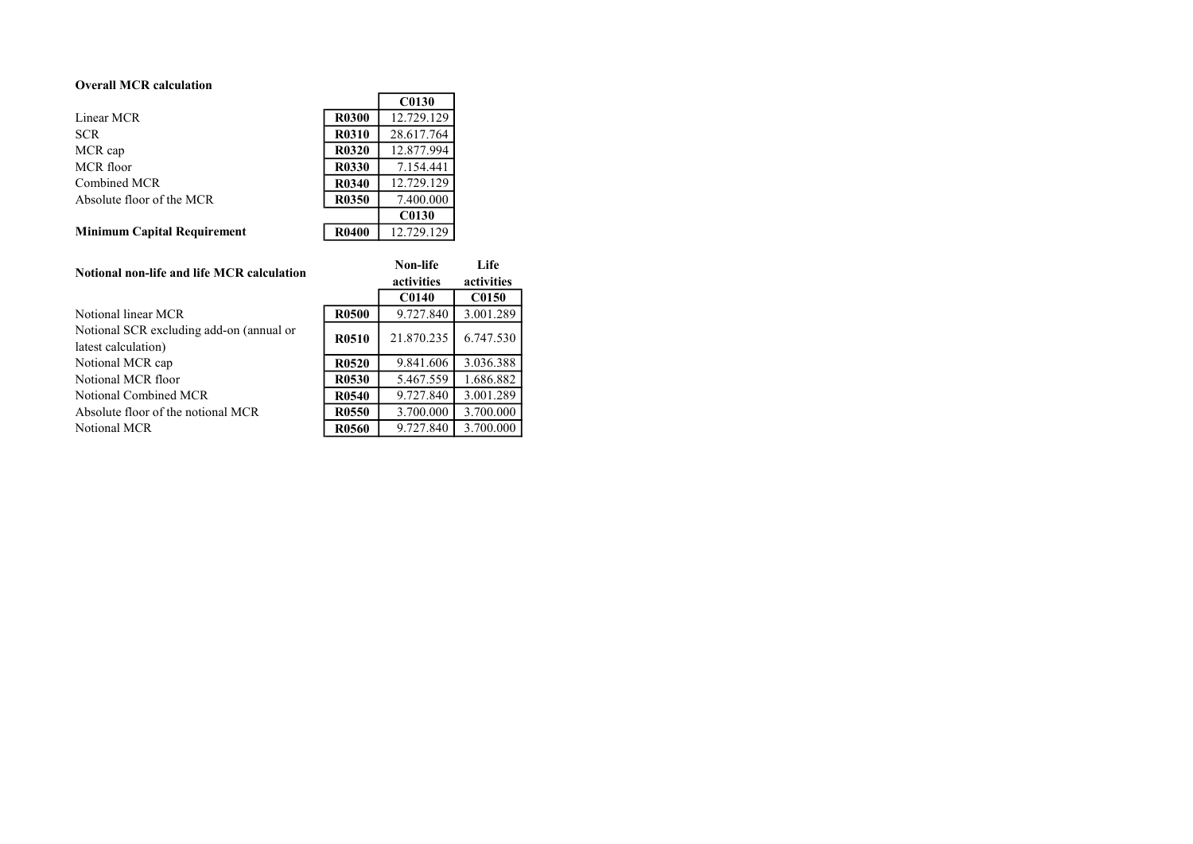**Overall MCR calculation**

| | | C0130 |
|---|---|---|
| Linear MCR | R0300 | 12.729.129 |
| SCR | R0310 | 28.617.764 |
| MCR cap | R0320 | 12.877.994 |
| MCR floor | R0330 | 7.154.441 |
| Combined MCR | R0340 | 12.729.129 |
| Absolute floor of the MCR | R0350 | 7.400.000 |
| | | C0130 |
| **Minimum Capital Requirement** | R0400 | 12.729.129 |

| **Notional non-life and life MCR calculation** | | Non-life activities | Life activities |
|---|---|---|---|
| | | C0140 | C0150 |
| Notional linear MCR | R0500 | 9.727.840 | 3.001.289 |
| Notional SCR excluding add-on (annual or latest calculation) | R0510 | 21.870.235 | 6.747.530 |
| Notional MCR cap | R0520 | 9.841.606 | 3.036.388 |
| Notional MCR floor | R0530 | 5.467.559 | 1.686.882 |
| Notional Combined MCR | R0540 | 9.727.840 | 3.001.289 |
| Absolute floor of the notional MCR | R0550 | 3.700.000 | 3.700.000 |
| Notional MCR | R0560 | 9.727.840 | 3.700.000 |